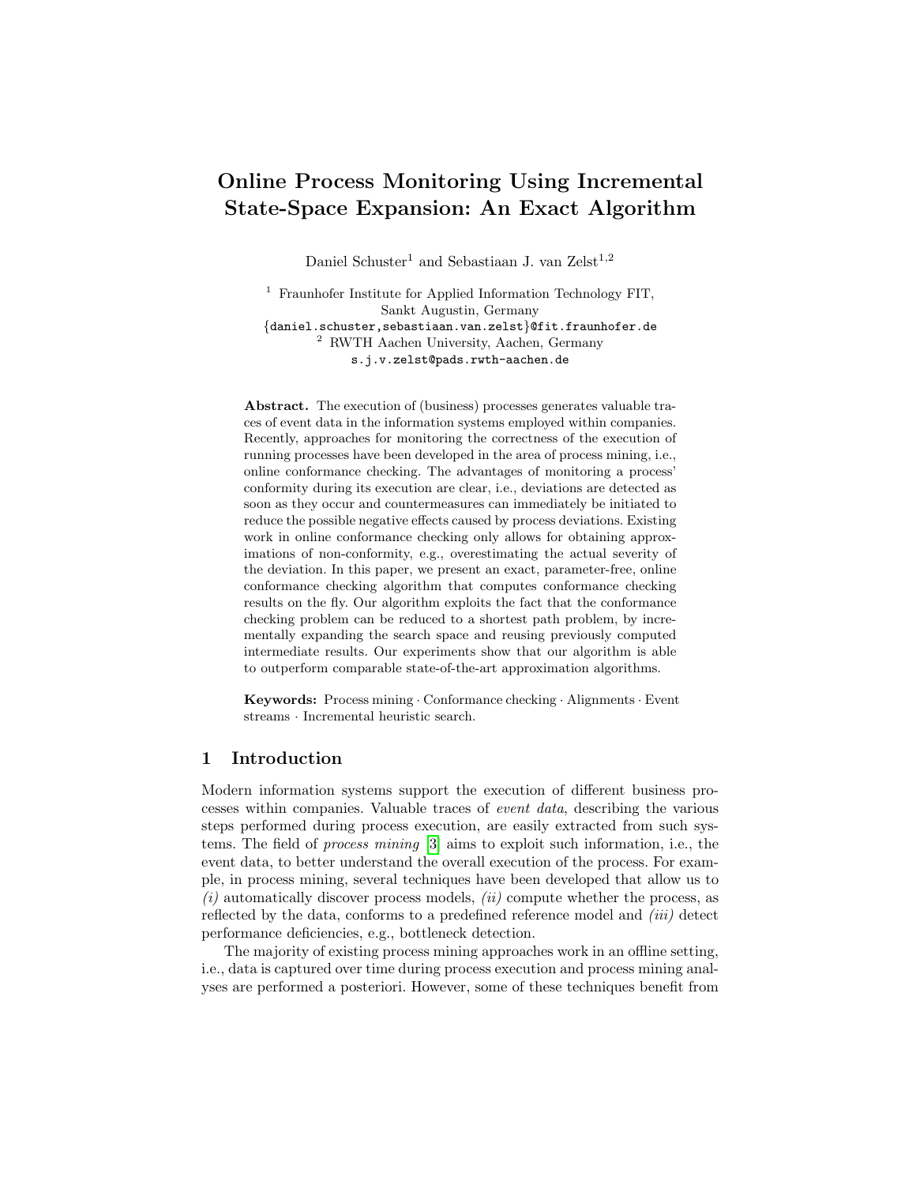# Online Process Monitoring Using Incremental State-Space Expansion: An Exact Algorithm

Daniel Schuster[1] and Sebastiaan J. van Zelst[1,2]

[1] Fraunhofer Institute for Applied Information Technology FIT, Sankt Augustin, Germany
{daniel.schuster,sebastiaan.van.zelst}@fit.fraunhofer.de
[2] RWTH Aachen University, Aachen, Germany
s.j.v.zelst@pads.rwth-aachen.de

**Abstract.** The execution of (business) processes generates valuable traces of event data in the information systems employed within companies. Recently, approaches for monitoring the correctness of the execution of running processes have been developed in the area of process mining, i.e., online conformance checking. The advantages of monitoring a process' conformity during its execution are clear, i.e., deviations are detected as soon as they occur and countermeasures can immediately be initiated to reduce the possible negative effects caused by process deviations. Existing work in online conformance checking only allows for obtaining approximations of non-conformity, e.g., overestimating the actual severity of the deviation. In this paper, we present an exact, parameter-free, online conformance checking algorithm that computes conformance checking results on the fly. Our algorithm exploits the fact that the conformance checking problem can be reduced to a shortest path problem, by incrementally expanding the search space and reusing previously computed intermediate results. Our experiments show that our algorithm is able to outperform comparable state-of-the-art approximation algorithms.

**Keywords:** Process mining · Conformance checking · Alignments · Event streams · Incremental heuristic search.

## 1 Introduction

Modern information systems support the execution of different business processes within companies. Valuable traces of *event data*, describing the various steps performed during process execution, are easily extracted from such systems. The field of *process mining* [3] aims to exploit such information, i.e., the event data, to better understand the overall execution of the process. For example, in process mining, several techniques have been developed that allow us to *(i)* automatically discover process models, *(ii)* compute whether the process, as reflected by the data, conforms to a predefined reference model and *(iii)* detect performance deficiencies, e.g., bottleneck detection.

The majority of existing process mining approaches work in an offline setting, i.e., data is captured over time during process execution and process mining analyses are performed a posteriori. However, some of these techniques benefit from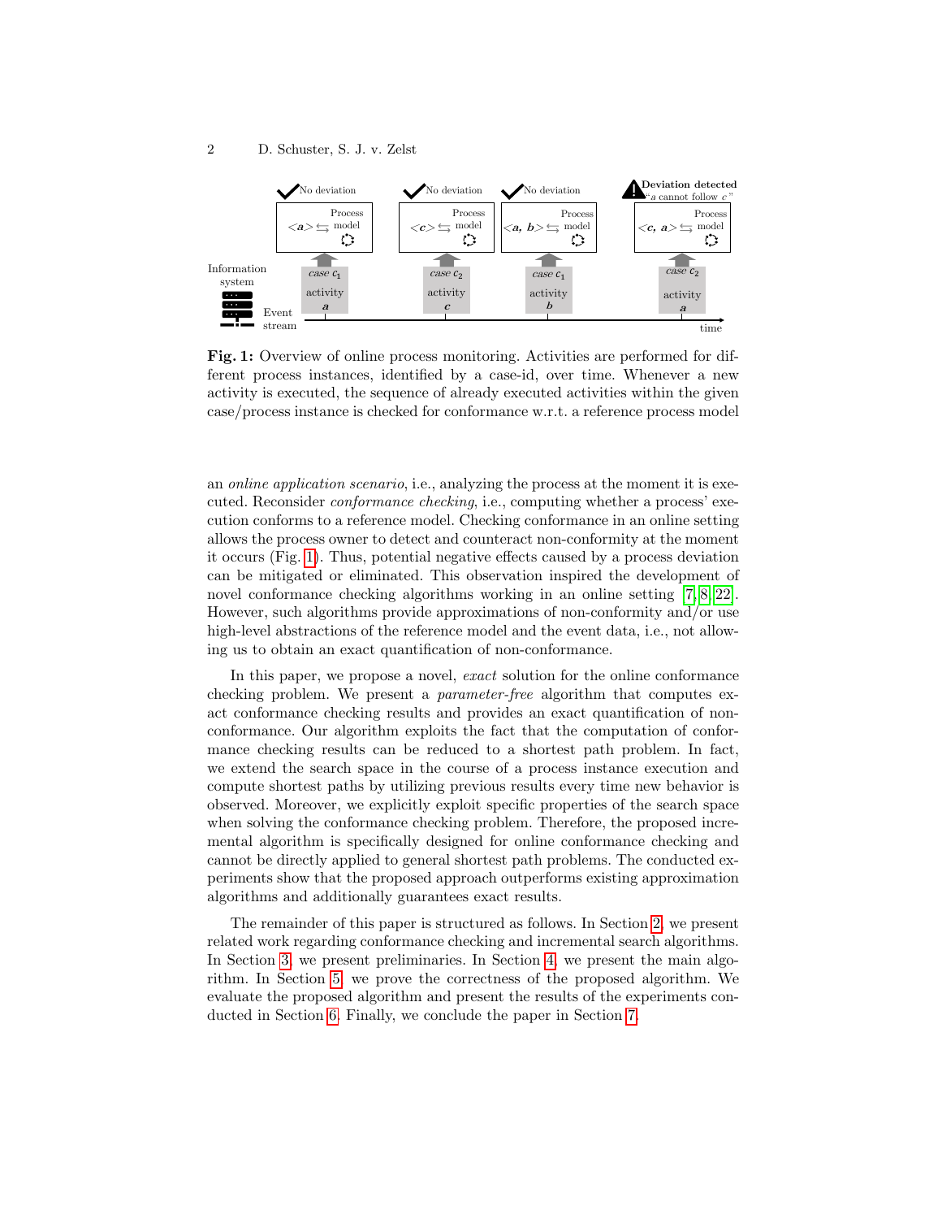No deviation

Process model

<a>

No deviation

Process model

<c>

No deviation

Process model

<a, b>

Deviation detected

"a cannot follow c"

Process model

<c, a>

Information system

case $c_1$ activity a

case $c_2$ activity c

case $c_1$ activity b

case $c_2$ activity a

Event stream

time

**Fig. 1:** Overview of online process monitoring. Activities are performed for different process instances, identified by a case-id, over time. Whenever a new activity is executed, the sequence of already executed activities within the given case/process instance is checked for conformance w.r.t. a reference process model

an *online application scenario*, i.e., analyzing the process at the moment it is executed. Reconsider *conformance checking*, i.e., computing whether a process' execution conforms to a reference model. Checking conformance in an online setting allows the process owner to detect and counteract non-conformity at the moment it occurs (Fig. 1). Thus, potential negative effects caused by a process deviation can be mitigated or eliminated. This observation inspired the development of novel conformance checking algorithms working in an online setting [7,8,22]. However, such algorithms provide approximations of non-conformity and/or use high-level abstractions of the reference model and the event data, i.e., not allowing us to obtain an exact quantification of non-conformance.

In this paper, we propose a novel, *exact* solution for the online conformance checking problem. We present a *parameter-free* algorithm that computes exact conformance checking results and provides an exact quantification of non-conformance. Our algorithm exploits the fact that the computation of conformance checking results can be reduced to a shortest path problem. In fact, we extend the search space in the course of a process instance execution and compute shortest paths by utilizing previous results every time new behavior is observed. Moreover, we explicitly exploit specific properties of the search space when solving the conformance checking problem. Therefore, the proposed incremental algorithm is specifically designed for online conformance checking and cannot be directly applied to general shortest path problems. The conducted experiments show that the proposed approach outperforms existing approximation algorithms and additionally guarantees exact results.

The remainder of this paper is structured as follows. In Section 2, we present related work regarding conformance checking and incremental search algorithms. In Section 3, we present preliminaries. In Section 4, we present the main algorithm. In Section 5, we prove the correctness of the proposed algorithm. We evaluate the proposed algorithm and present the results of the experiments conducted in Section 6. Finally, we conclude the paper in Section 7.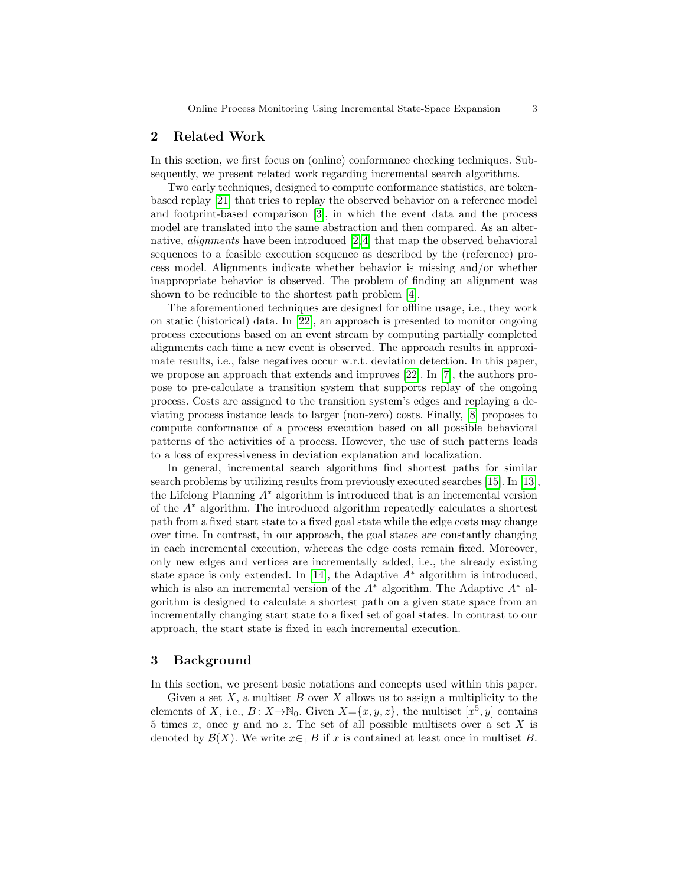## 2 Related Work

In this section, we first focus on (online) conformance checking techniques. Subsequently, we present related work regarding incremental search algorithms.

Two early techniques, designed to compute conformance statistics, are token-based replay [21] that tries to replay the observed behavior on a reference model and footprint-based comparison [3], in which the event data and the process model are translated into the same abstraction and then compared. As an alternative, *alignments* have been introduced [2,4] that map the observed behavioral sequences to a feasible execution sequence as described by the (reference) process model. Alignments indicate whether behavior is missing and/or whether inappropriate behavior is observed. The problem of finding an alignment was shown to be reducible to the shortest path problem [4].

The aforementioned techniques are designed for offline usage, i.e., they work on static (historical) data. In [22], an approach is presented to monitor ongoing process executions based on an event stream by computing partially completed alignments each time a new event is observed. The approach results in approximate results, i.e., false negatives occur w.r.t. deviation detection. In this paper, we propose an approach that extends and improves [22]. In [7], the authors propose to pre-calculate a transition system that supports replay of the ongoing process. Costs are assigned to the transition system's edges and replaying a deviating process instance leads to larger (non-zero) costs. Finally, [8] proposes to compute conformance of a process execution based on all possible behavioral patterns of the activities of a process. However, the use of such patterns leads to a loss of expressiveness in deviation explanation and localization.

In general, incremental search algorithms find shortest paths for similar search problems by utilizing results from previously executed searches [15]. In [13], the Lifelong Planning $A^*$ algorithm is introduced that is an incremental version of the $A^*$ algorithm. The introduced algorithm repeatedly calculates a shortest path from a fixed start state to a fixed goal state while the edge costs may change over time. In contrast, in our approach, the goal states are constantly changing in each incremental execution, whereas the edge costs remain fixed. Moreover, only new edges and vertices are incrementally added, i.e., the already existing state space is only extended. In [14], the Adaptive $A^*$ algorithm is introduced, which is also an incremental version of the $A^*$ algorithm. The Adaptive $A^*$ algorithm is designed to calculate a shortest path on a given state space from an incrementally changing start state to a fixed set of goal states. In contrast to our approach, the start state is fixed in each incremental execution.

## 3 Background

In this section, we present basic notations and concepts used within this paper.

Given a set $X$, a multiset $B$ over $X$ allows us to assign a multiplicity to the elements of $X$, i.e., $B\colon X \to \mathbb{N}_0$. Given $X=\{x, y, z\}$, the multiset $[x^5, y]$ contains 5 times $x$, once $y$ and no $z$. The set of all possible multisets over a set $X$ is denoted by $\mathcal{B}(X)$. We write $x \in_+ B$ if $x$ is contained at least once in multiset $B$.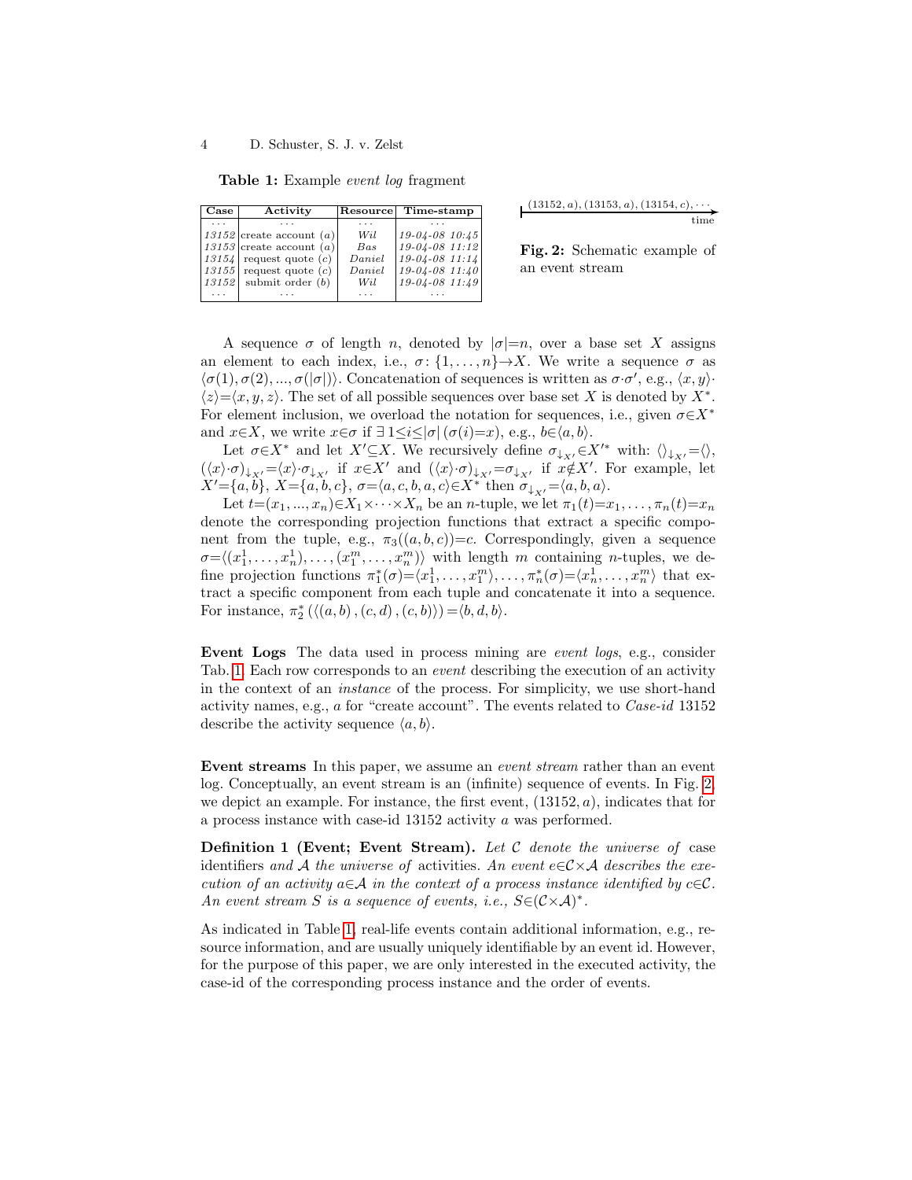**Table 1:** Example *event log* fragment

| Case | Activity | Resource | Time-stamp |
|---|---|---|---|
| ... | ... | ... | ... |
| *13152* | create account (*a*) | *Wil* | *19-04-08 10:45* |
| *13153* | create account (*a*) | *Bas* | *19-04-08 11:12* |
| *13154* | request quote (*c*) | *Daniel* | *19-04-08 11:14* |
| *13155* | request quote (*c*) | *Daniel* | *19-04-08 11:40* |
| *13152* | submit order (*b*) | *Wil* | *19-04-08 11:49* |
| ... | ... | ... | ... |

$(13152, a), (13153, a), (13154, c), \cdots$ → time

**Fig. 2:** Schematic example of an event stream

A sequence $\sigma$ of length $n$, denoted by $|\sigma|{=}n$, over a base set $X$ assigns an element to each index, i.e., $\sigma\colon \{1,\dots,n\}{\to}X$. We write a sequence $\sigma$ as $\langle\sigma(1), \sigma(2), ..., \sigma(|\sigma|)\rangle$. Concatenation of sequences is written as $\sigma{\cdot}\sigma'$, e.g., $\langle x, y\rangle{\cdot}\langle z\rangle{=}\langle x, y, z\rangle$. The set of all possible sequences over base set $X$ is denoted by $X^*$. For element inclusion, we overload the notation for sequences, i.e., given $\sigma{\in}X^*$ and $x{\in}X$, we write $x{\in}\sigma$ if $\exists\, 1{\leq}i{\leq}|\sigma|\, (\sigma(i){=}x)$, e.g., $b{\in}\langle a, b\rangle$.

Let $\sigma{\in}X^*$ and let $X'{\subseteq}X$. We recursively define $\sigma_{\downarrow_{X'}}{\in}X'^*$ with: $\langle\rangle_{\downarrow_{X'}}{=}\langle\rangle$, $(\langle x\rangle{\cdot}\sigma)_{\downarrow_{X'}}{=}\langle x\rangle{\cdot}\sigma_{\downarrow_{X'}}$ if $x{\in}X'$ and $(\langle x\rangle{\cdot}\sigma)_{\downarrow_{X'}}{=}\sigma_{\downarrow_{X'}}$ if $x{\notin}X'$. For example, let $X'{=}\{a, b\}$, $X{=}\{a, b, c\}$, $\sigma{=}\langle a, c, b, a, c\rangle{\in}X^*$ then $\sigma_{\downarrow_{X'}}{=}\langle a, b, a\rangle$.

Let $t{=}(x_1, ..., x_n){\in}X_1{\times}\cdots{\times}X_n$ be an $n$-tuple, we let $\pi_1(t){=}x_1, \dots, \pi_n(t){=}x_n$ denote the corresponding projection functions that extract a specific component from the tuple, e.g., $\pi_3((a, b, c)){=}c$. Correspondingly, given a sequence $\sigma{=}\langle(x_1^1, \dots, x_n^1), \dots, (x_1^m, \dots, x_n^m)\rangle$ with length $m$ containing $n$-tuples, we define projection functions $\pi_1^*(\sigma){=}\langle x_1^1, \dots, x_1^m\rangle, \dots, \pi_n^*(\sigma){=}\langle x_n^1, \dots, x_n^m\rangle$ that extract a specific component from each tuple and concatenate it into a sequence. For instance, $\pi_2^*\left(\langle(a, b), (c, d), (c, b)\rangle\right){=}\langle b, d, b\rangle$.

**Event Logs** The data used in process mining are *event logs*, e.g., consider Tab. 1. Each row corresponds to an *event* describing the execution of an activity in the context of an *instance* of the process. For simplicity, we use short-hand activity names, e.g., $a$ for "create account". The events related to *Case-id* 13152 describe the activity sequence $\langle a, b\rangle$.

**Event streams** In this paper, we assume an *event stream* rather than an event log. Conceptually, an event stream is an (infinite) sequence of events. In Fig. 2, we depict an example. For instance, the first event, $(13152, a)$, indicates that for a process instance with case-id 13152 activity $a$ was performed.

**Definition 1 (Event; Event Stream).** *Let $\mathcal{C}$ denote the universe of* case identifiers *and $\mathcal{A}$ the universe of* activities*. An event $e{\in}\mathcal{C}{\times}\mathcal{A}$ describes the execution of an activity $a{\in}\mathcal{A}$ in the context of a process instance identified by $c{\in}\mathcal{C}$. An event stream $S$ is a sequence of events, i.e., $S{\in}(\mathcal{C}{\times}\mathcal{A})^*$.*

As indicated in Table 1, real-life events contain additional information, e.g., resource information, and are usually uniquely identifiable by an event id. However, for the purpose of this paper, we are only interested in the executed activity, the case-id of the corresponding process instance and the order of events.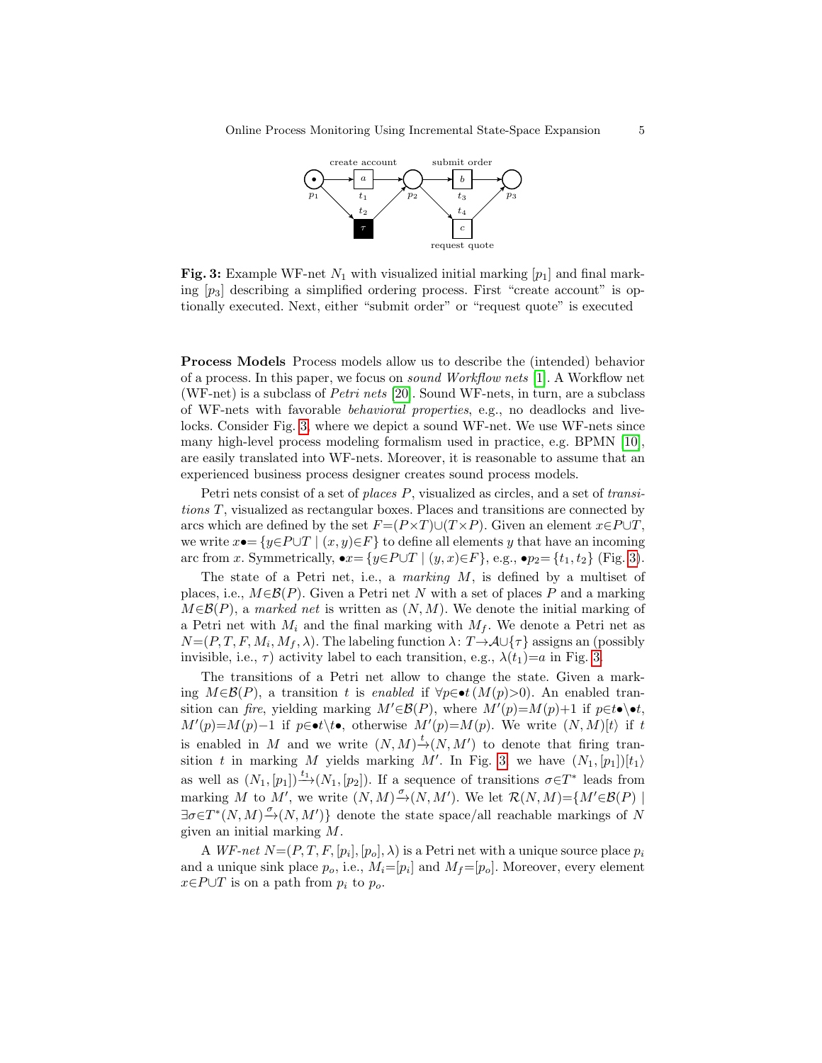**Fig. 3:** Example WF-net $N_1$ with visualized initial marking $[p_1]$ and final marking $[p_3]$ describing a simplified ordering process. First "create account" is optionally executed. Next, either "submit order" or "request quote" is executed

**Process Models** Process models allow us to describe the (intended) behavior of a process. In this paper, we focus on *sound Workflow nets* [1]. A Workflow net (WF-net) is a subclass of *Petri nets* [20]. Sound WF-nets, in turn, are a subclass of WF-nets with favorable *behavioral properties*, e.g., no deadlocks and livelocks. Consider Fig. 3, where we depict a sound WF-net. We use WF-nets since many high-level process modeling formalism used in practice, e.g. BPMN [10], are easily translated into WF-nets. Moreover, it is reasonable to assume that an experienced business process designer creates sound process models.

Petri nets consist of a set of *places* $P$, visualized as circles, and a set of *transitions* $T$, visualized as rectangular boxes. Places and transitions are connected by arcs which are defined by the set $F{=}(P{\times}T){\cup}(T{\times}P)$. Given an element $x{\in}P{\cup}T$, we write $x\bullet{=}\{y{\in}P{\cup}T \mid (x,y){\in}F\}$ to define all elements $y$ that have an incoming arc from $x$. Symmetrically, $\bullet x{=}\{y{\in}P{\cup}T \mid (y,x){\in}F\}$, e.g., $\bullet p_2{=}\{t_1,t_2\}$ (Fig. 3).

The state of a Petri net, i.e., a *marking* $M$, is defined by a multiset of places, i.e., $M{\in}\mathcal{B}(P)$. Given a Petri net $N$ with a set of places $P$ and a marking $M{\in}\mathcal{B}(P)$, a *marked net* is written as $(N,M)$. We denote the initial marking of a Petri net with $M_i$ and the final marking with $M_f$. We denote a Petri net as $N{=}(P,T,F,M_i,M_f,\lambda)$. The labeling function $\lambda\colon T{\to}\mathcal{A}{\cup}\{\tau\}$ assigns an (possibly invisible, i.e., $\tau$) activity label to each transition, e.g., $\lambda(t_1){=}a$ in Fig. 3.

The transitions of a Petri net allow to change the state. Given a marking $M{\in}\mathcal{B}(P)$, a transition $t$ is *enabled* if $\forall p{\in}\bullet t\,(M(p){>}0)$. An enabled transition can *fire*, yielding marking $M'{\in}\mathcal{B}(P)$, where $M'(p){=}M(p){+}1$ if $p{\in}t\bullet{\setminus}\bullet t$, $M'(p){=}M(p){-}1$ if $p{\in}\bullet t{\setminus}t\bullet$, otherwise $M'(p){=}M(p)$. We write $(N,M)[t\rangle$ if $t$ is enabled in $M$ and we write $(N,M)\xrightarrow{t}(N,M')$ to denote that firing transition $t$ in marking $M$ yields marking $M'$. In Fig. 3, we have $(N_1,[p_1])[t_1\rangle$ as well as $(N_1,[p_1])\xrightarrow{t_1}(N_1,[p_2])$. If a sequence of transitions $\sigma{\in}T^*$ leads from marking $M$ to $M'$, we write $(N,M)\xrightarrow{\sigma}(N,M')$. We let $\mathcal{R}(N,M){=}\{M'{\in}\mathcal{B}(P) \mid \exists \sigma{\in}T^*(N,M)\xrightarrow{\sigma}(N,M')\}$ denote the state space/all reachable markings of $N$ given an initial marking $M$.

A *WF-net* $N{=}(P,T,F,[p_i],[p_o],\lambda)$ is a Petri net with a unique source place $p_i$ and a unique sink place $p_o$, i.e., $M_i{=}[p_i]$ and $M_f{=}[p_o]$. Moreover, every element $x{\in}P{\cup}T$ is on a path from $p_i$ to $p_o$.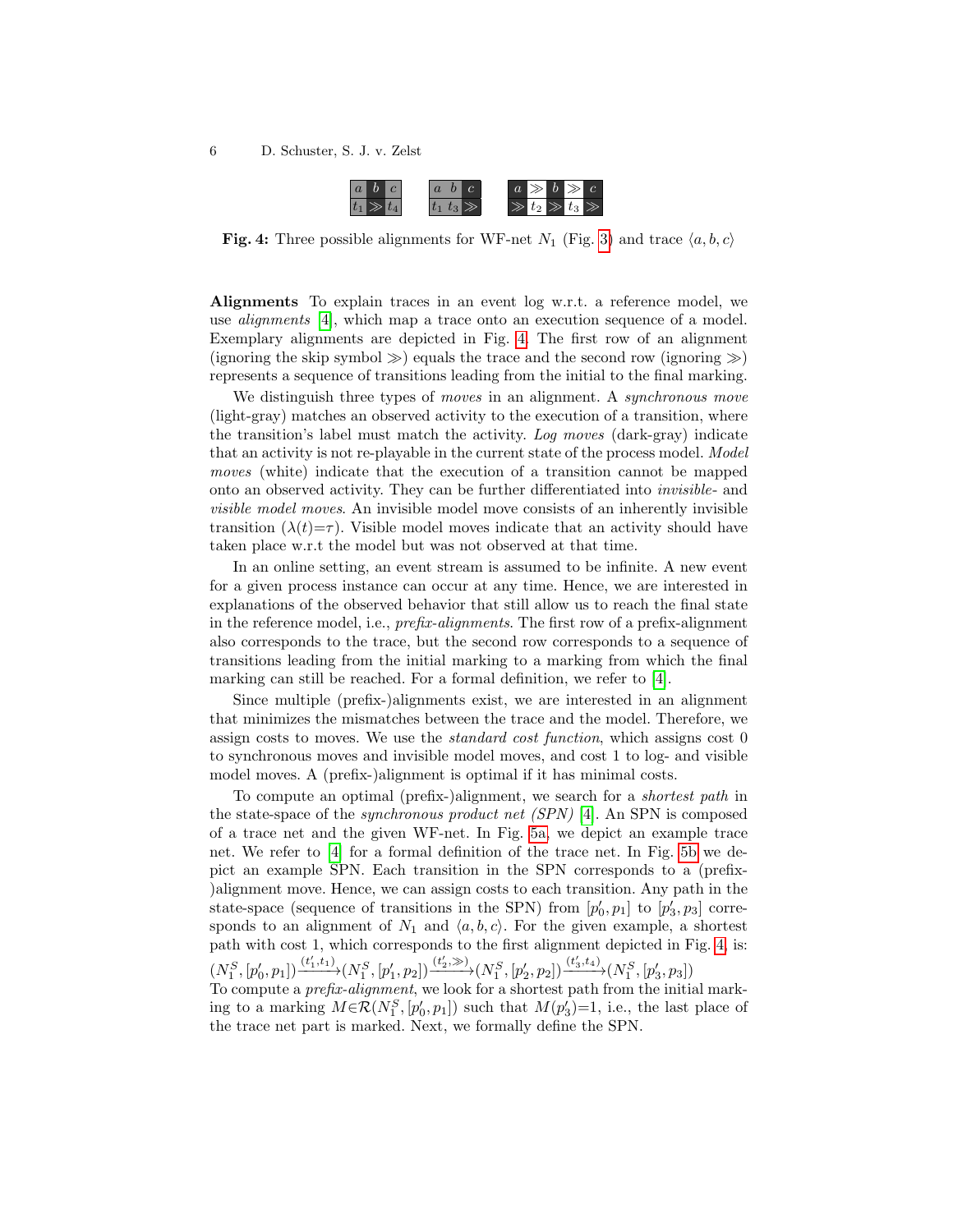| | | |
|---|---|---|
| $a$ | $b$ | $c$ |
| $t_1$ | $\gg$ | $t_4$ |

| | | |
|---|---|---|
| $a$ | $b$ | $c$ |
| $t_1$ | $t_3$ | $\gg$ |

| | | | | |
|---|---|---|---|---|
| $a$ | $\gg$ | $b$ | $\gg$ | $c$ |
| $\gg$ | $t_2$ | $\gg$ | $t_3$ | $\gg$ |

**Fig. 4:** Three possible alignments for WF-net $N_1$ (Fig. 3) and trace $\langle a, b, c\rangle$

**Alignments** To explain traces in an event log w.r.t. a reference model, we use *alignments* [4], which map a trace onto an execution sequence of a model. Exemplary alignments are depicted in Fig. 4. The first row of an alignment (ignoring the skip symbol $\gg$) equals the trace and the second row (ignoring $\gg$) represents a sequence of transitions leading from the initial to the final marking.

We distinguish three types of *moves* in an alignment. A *synchronous move* (light-gray) matches an observed activity to the execution of a transition, where the transition's label must match the activity. *Log moves* (dark-gray) indicate that an activity is not re-playable in the current state of the process model. *Model moves* (white) indicate that the execution of a transition cannot be mapped onto an observed activity. They can be further differentiated into *invisible-* and *visible model moves*. An invisible model move consists of an inherently invisible transition ($\lambda(t)=\tau$). Visible model moves indicate that an activity should have taken place w.r.t the model but was not observed at that time.

In an online setting, an event stream is assumed to be infinite. A new event for a given process instance can occur at any time. Hence, we are interested in explanations of the observed behavior that still allow us to reach the final state in the reference model, i.e., *prefix-alignments*. The first row of a prefix-alignment also corresponds to the trace, but the second row corresponds to a sequence of transitions leading from the initial marking to a marking from which the final marking can still be reached. For a formal definition, we refer to [4].

Since multiple (prefix-)alignments exist, we are interested in an alignment that minimizes the mismatches between the trace and the model. Therefore, we assign costs to moves. We use the *standard cost function*, which assigns cost 0 to synchronous moves and invisible model moves, and cost 1 to log- and visible model moves. A (prefix-)alignment is optimal if it has minimal costs.

To compute an optimal (prefix-)alignment, we search for a *shortest path* in the state-space of the *synchronous product net (SPN)* [4]. An SPN is composed of a trace net and the given WF-net. In Fig. 5a, we depict an example trace net. We refer to [4] for a formal definition of the trace net. In Fig. 5b we depict an example SPN. Each transition in the SPN corresponds to a (prefix-)alignment move. Hence, we can assign costs to each transition. Any path in the state-space (sequence of transitions in the SPN) from $[p'_0, p_1]$ to $[p'_3, p_3]$ corresponds to an alignment of $N_1$ and $\langle a, b, c\rangle$. For the given example, a shortest path with cost 1, which corresponds to the first alignment depicted in Fig. 4, is:
$(N_1^S, [p'_0, p_1]) \xrightarrow{(t'_1, t_1)} (N_1^S, [p'_1, p_2]) \xrightarrow{(t'_2, \gg)} (N_1^S, [p'_2, p_2]) \xrightarrow{(t'_3, t_4)} (N_1^S, [p'_3, p_3])$
To compute a *prefix-alignment*, we look for a shortest path from the initial marking to a marking $M \in \mathcal{R}(N_1^S, [p'_0, p_1])$ such that $M(p'_3)=1$, i.e., the last place of the trace net part is marked. Next, we formally define the SPN.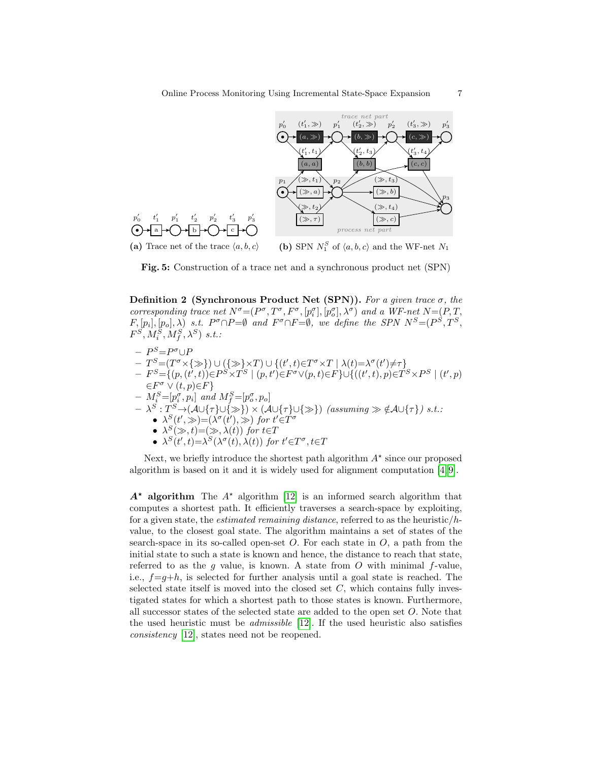(a) Trace net of the trace $\langle a, b, c\rangle$

(b) SPN $N_1^S$ of $\langle a, b, c\rangle$ and the WF-net $N_1$

**Fig. 5:** Construction of a trace net and a synchronous product net (SPN)

**Definition 2 (Synchronous Product Net (SPN)).** *For a given trace $\sigma$, the corresponding trace net $N^\sigma=(P^\sigma, T^\sigma, F^\sigma, [p_i^\sigma], [p_o^\sigma], \lambda^\sigma)$ and a WF-net $N=(P, T, F, [p_i], [p_o], \lambda)$ s.t. $P^\sigma \cap P=\emptyset$ and $F^\sigma \cap F=\emptyset$, we define the SPN $N^S=(P^S, T^S, F^S, M_i^S, M_f^S, \lambda^S)$ s.t.:*

- $P^S=P^\sigma \cup P$
- $T^S=(T^\sigma \times \{\gg\}) \cup (\{\gg\} \times T) \cup \{(t', t) \in T^\sigma \times T \mid \lambda(t)=\lambda^\sigma(t') \neq \tau\}$
- $F^S=\{(p, (t', t)) \in P^S \times T^S \mid (p, t') \in F^\sigma \vee (p, t) \in F\} \cup \{((t', t), p) \in T^S \times P^S \mid (t', p) \in F^\sigma \vee (t, p) \in F\}$
- $M_i^S=[p_i^\sigma, p_i]$ and $M_f^S=[p_o^\sigma, p_o]$
- $\lambda^S: T^S \rightarrow (\mathcal{A} \cup \{\tau\} \cup \{\gg\}) \times (\mathcal{A} \cup \{\tau\} \cup \{\gg\})$ *(assuming $\gg \notin \mathcal{A} \cup \{\tau\}$) s.t.:*
  - $\lambda^S(t', \gg)=(\lambda^\sigma(t'), \gg)$ for $t' \in T^\sigma$
  - $\lambda^S(\gg, t)=(\gg, \lambda(t))$ for $t \in T$
  - $\lambda^S(t', t)=\lambda^S(\lambda^\sigma(t), \lambda(t))$ for $t' \in T^\sigma, t \in T$

Next, we briefly introduce the shortest path algorithm $A^\star$ since our proposed algorithm is based on it and it is widely used for alignment computation [4,9].

**$A^\star$ algorithm** The $A^\star$ algorithm [12] is an informed search algorithm that computes a shortest path. It efficiently traverses a search-space by exploiting, for a given state, the *estimated remaining distance*, referred to as the heuristic/$h$-value, to the closest goal state. The algorithm maintains a set of states of the search-space in its so-called open-set $O$. For each state in $O$, a path from the initial state to such a state is known and hence, the distance to reach that state, referred to as the $g$ value, is known. A state from $O$ with minimal $f$-value, i.e., $f=g+h$, is selected for further analysis until a goal state is reached. The selected state itself is moved into the closed set $C$, which contains fully investigated states for which a shortest path to those states is known. Furthermore, all successor states of the selected state are added to the open set $O$. Note that the used heuristic must be *admissible* [12]. If the used heuristic also satisfies *consistency* [12], states need not be reopened.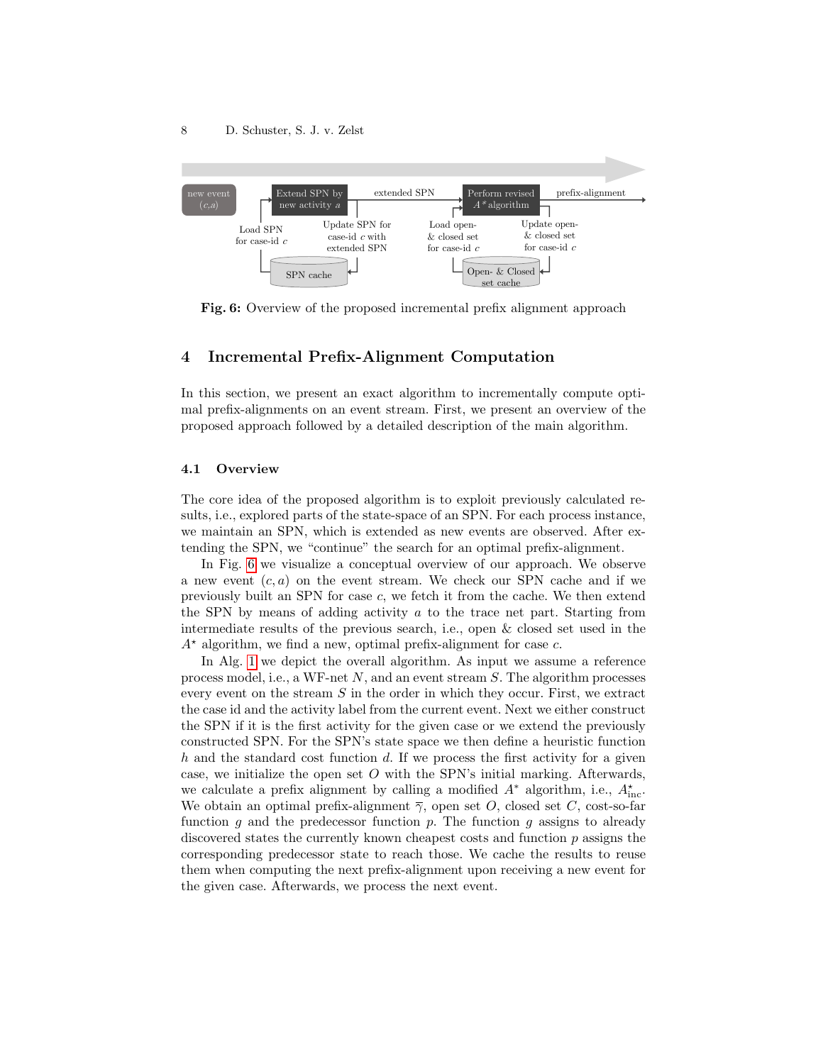**Fig. 6:** Overview of the proposed incremental prefix alignment approach

## 4 Incremental Prefix-Alignment Computation

In this section, we present an exact algorithm to incrementally compute optimal prefix-alignments on an event stream. First, we present an overview of the proposed approach followed by a detailed description of the main algorithm.

### 4.1 Overview

The core idea of the proposed algorithm is to exploit previously calculated results, i.e., explored parts of the state-space of an SPN. For each process instance, we maintain an SPN, which is extended as new events are observed. After extending the SPN, we "continue" the search for an optimal prefix-alignment.

In Fig. 6 we visualize a conceptual overview of our approach. We observe a new event $(c, a)$ on the event stream. We check our SPN cache and if we previously built an SPN for case $c$, we fetch it from the cache. We then extend the SPN by means of adding activity $a$ to the trace net part. Starting from intermediate results of the previous search, i.e., open & closed set used in the $A^{\star}$ algorithm, we find a new, optimal prefix-alignment for case $c$.

In Alg. 1 we depict the overall algorithm. As input we assume a reference process model, i.e., a WF-net $N$, and an event stream $S$. The algorithm processes every event on the stream $S$ in the order in which they occur. First, we extract the case id and the activity label from the current event. Next we either construct the SPN if it is the first activity for the given case or we extend the previously constructed SPN. For the SPN's state space we then define a heuristic function $h$ and the standard cost function $d$. If we process the first activity for a given case, we initialize the open set $O$ with the SPN's initial marking. Afterwards, we calculate a prefix alignment by calling a modified $A^{*}$ algorithm, i.e., $A^{\star}_{\text{inc}}$. We obtain an optimal prefix-alignment $\overline{\gamma}$, open set $O$, closed set $C$, cost-so-far function $g$ and the predecessor function $p$. The function $g$ assigns to already discovered states the currently known cheapest costs and function $p$ assigns the corresponding predecessor state to reach those. We cache the results to reuse them when computing the next prefix-alignment upon receiving a new event for the given case. Afterwards, we process the next event.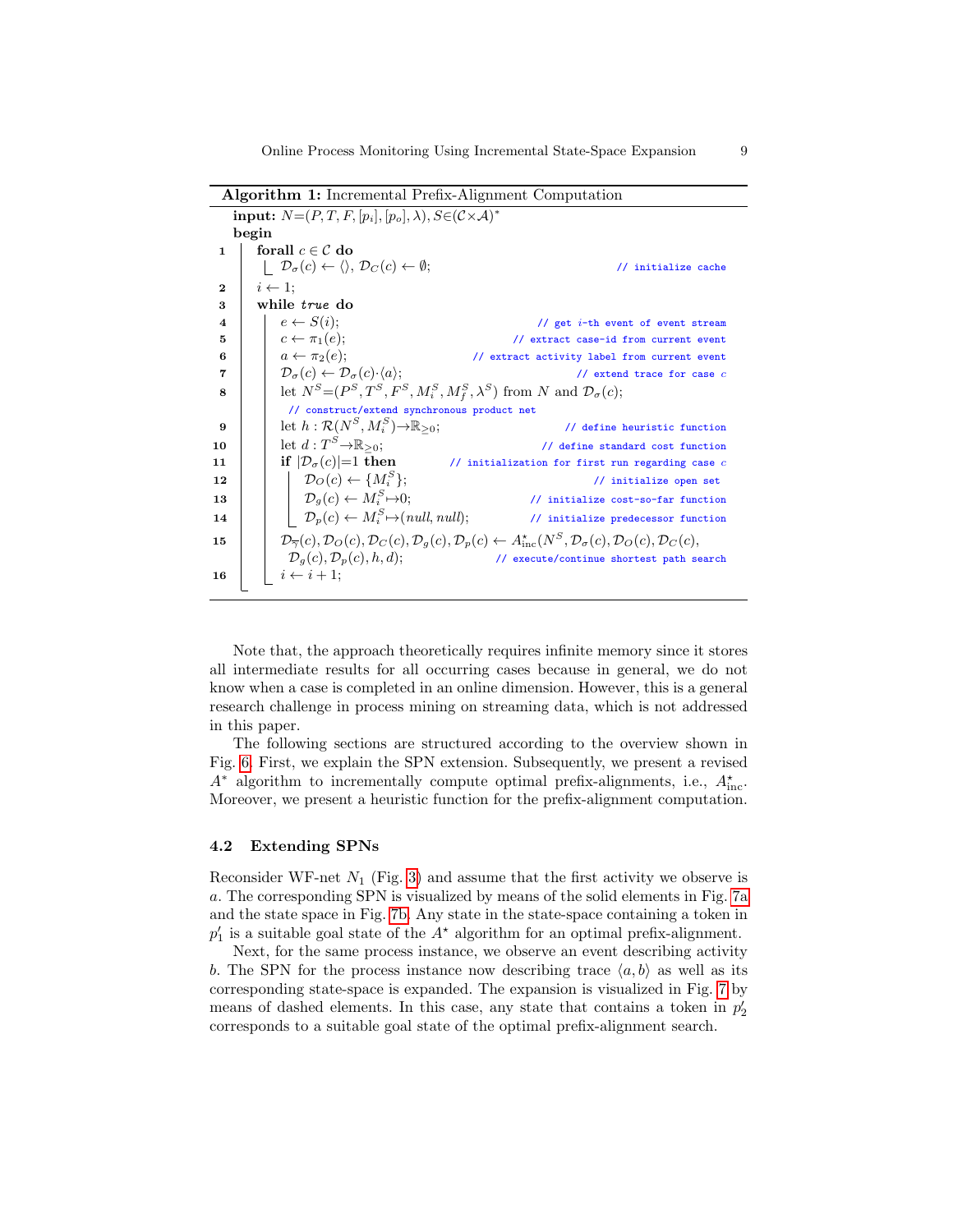**Algorithm 1:** Incremental Prefix-Alignment Computation

```
input: N=(P, T, F, [p_i], [p_o], λ), S∈(C×A)*
begin
1    forall c ∈ C do
         D_σ(c) ← ⟨⟩, D_C(c) ← ∅;                                  // initialize cache
2    i ← 1;
3    while true do
4        e ← S(i);                                                  // get i-th event of event stream
5        c ← π_1(e);                                                // extract case-id from current event
6        a ← π_2(e);                                                // extract activity label from current event
7        D_σ(c) ← D_σ(c)·⟨a⟩;                                       // extend trace for case c
8        let N^S=(P^S, T^S, F^S, M_i^S, M_f^S, λ^S) from N and D_σ(c);
             // construct/extend synchronous product net
9        let h : R(N^S, M_i^S)→ℝ_≥0;                                // define heuristic function
10       let d : T^S→ℝ_≥0;                                          // define standard cost function
11       if |D_σ(c)|=1 then                                         // initialization for first run regarding case c
12           D_O(c) ← {M_i^S};                                      // initialize open set
13           D_g(c) ← M_i^S↦0;                                      // initialize cost-so-far function
14           D_p(c) ← M_i^S↦(null, null);                           // initialize predecessor function
15       D_γ̄(c), D_O(c), D_C(c), D_g(c), D_p(c) ← A*_inc(N^S, D_σ(c), D_O(c), D_C(c),
             D_g(c), D_p(c), h, d);                                 // execute/continue shortest path search
16       i ← i + 1;
```

Note that, the approach theoretically requires infinite memory since it stores all intermediate results for all occurring cases because in general, we do not know when a case is completed in an online dimension. However, this is a general research challenge in process mining on streaming data, which is not addressed in this paper.

The following sections are structured according to the overview shown in Fig. 6. First, we explain the SPN extension. Subsequently, we present a revised $A^*$ algorithm to incrementally compute optimal prefix-alignments, i.e., $A^\star_{\text{inc}}$. Moreover, we present a heuristic function for the prefix-alignment computation.

### 4.2 Extending SPNs

Reconsider WF-net $N_1$ (Fig. 3) and assume that the first activity we observe is $a$. The corresponding SPN is visualized by means of the solid elements in Fig. 7a and the state space in Fig. 7b. Any state in the state-space containing a token in $p'_1$ is a suitable goal state of the $A^\star$ algorithm for an optimal prefix-alignment.

Next, for the same process instance, we observe an event describing activity $b$. The SPN for the process instance now describing trace $\langle a, b\rangle$ as well as its corresponding state-space is expanded. The expansion is visualized in Fig. 7 by means of dashed elements. In this case, any state that contains a token in $p'_2$ corresponds to a suitable goal state of the optimal prefix-alignment search.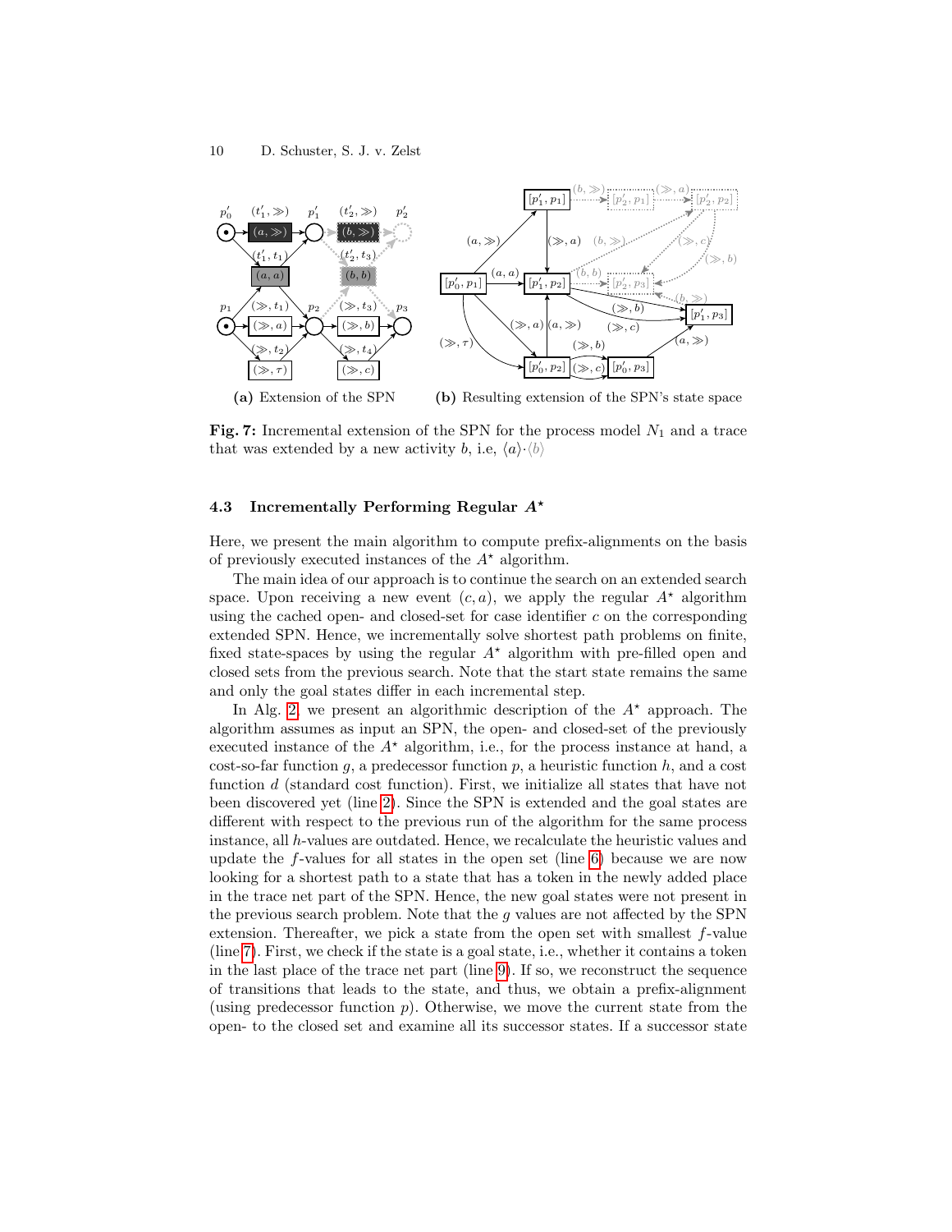(a) Extension of the SPN

(b) Resulting extension of the SPN's state space

**Fig. 7:** Incremental extension of the SPN for the process model $N_1$ and a trace that was extended by a new activity $b$, i.e, $\langle a \rangle \cdot \langle b \rangle$

### 4.3 Incrementally Performing Regular $A^\star$

Here, we present the main algorithm to compute prefix-alignments on the basis of previously executed instances of the $A^\star$ algorithm.

The main idea of our approach is to continue the search on an extended search space. Upon receiving a new event $(c, a)$, we apply the regular $A^\star$ algorithm using the cached open- and closed-set for case identifier $c$ on the corresponding extended SPN. Hence, we incrementally solve shortest path problems on finite, fixed state-spaces by using the regular $A^\star$ algorithm with pre-filled open and closed sets from the previous search. Note that the start state remains the same and only the goal states differ in each incremental step.

In Alg. 2, we present an algorithmic description of the $A^\star$ approach. The algorithm assumes as input an SPN, the open- and closed-set of the previously executed instance of the $A^\star$ algorithm, i.e., for the process instance at hand, a cost-so-far function $g$, a predecessor function $p$, a heuristic function $h$, and a cost function $d$ (standard cost function). First, we initialize all states that have not been discovered yet (line 2). Since the SPN is extended and the goal states are different with respect to the previous run of the algorithm for the same process instance, all $h$-values are outdated. Hence, we recalculate the heuristic values and update the $f$-values for all states in the open set (line 6) because we are now looking for a shortest path to a state that has a token in the newly added place in the trace net part of the SPN. Hence, the new goal states were not present in the previous search problem. Note that the $g$ values are not affected by the SPN extension. Thereafter, we pick a state from the open set with smallest $f$-value (line 7). First, we check if the state is a goal state, i.e., whether it contains a token in the last place of the trace net part (line 9). If so, we reconstruct the sequence of transitions that leads to the state, and thus, we obtain a prefix-alignment (using predecessor function $p$). Otherwise, we move the current state from the open- to the closed set and examine all its successor states. If a successor state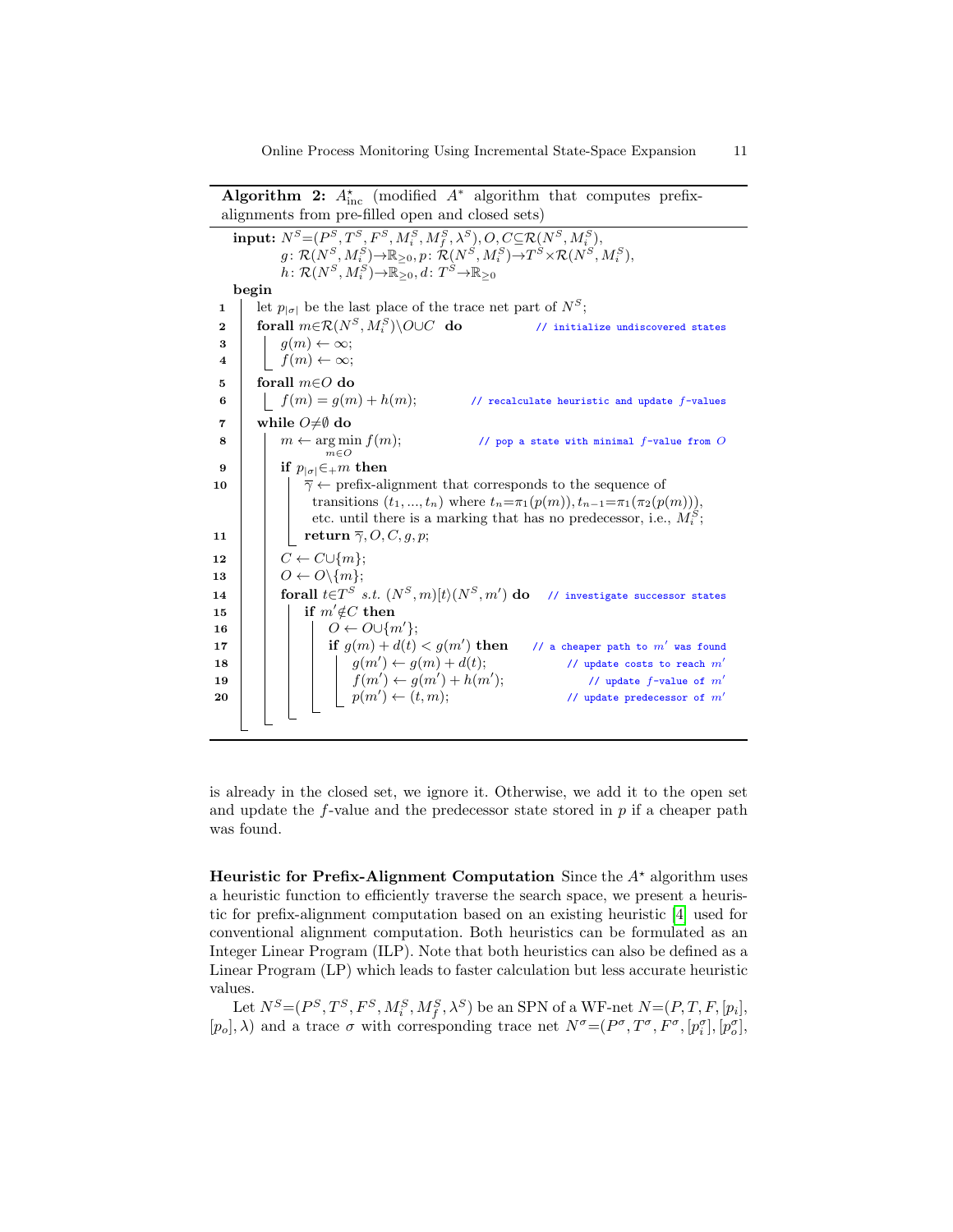**Algorithm 2:** $A^\star_{\text{inc}}$ (modified $A^*$ algorithm that computes prefix-alignments from pre-filled open and closed sets)

```
input: N^S=(P^S, T^S, F^S, M_i^S, M_f^S, λ^S), O, C ⊆ R(N^S, M_i^S),
       g: R(N^S, M_i^S) → R≥0, p: R(N^S, M_i^S) → T^S × R(N^S, M_i^S),
       h: R(N^S, M_i^S) → R≥0, d: T^S → R≥0
begin
1   let p_|σ| be the last place of the trace net part of N^S;
2   forall m ∈ R(N^S, M_i^S) \ O ∪ C do          // initialize undiscovered states
3       g(m) ← ∞;
4       f(m) ← ∞;
5   forall m ∈ O do
6       f(m) = g(m) + h(m);                      // recalculate heuristic and update f-values
7   while O ≠ ∅ do
8       m ← arg min_{m∈O} f(m);                  // pop a state with minimal f-value from O
9       if p_|σ| ∈+ m then
10          γ̄ ← prefix-alignment that corresponds to the sequence of
                transitions (t_1, ..., t_n) where t_n = π_1(p(m)), t_{n-1} = π_1(π_2(p(m))),
                etc. until there is a marking that has no predecessor, i.e., M_i^S;
11          return γ̄, O, C, g, p;
12      C ← C ∪ {m};
13      O ← O \ {m};
14      forall t ∈ T^S s.t. (N^S, m)[t⟩(N^S, m') do   // investigate successor states
15          if m' ∉ C then
16              O ← O ∪ {m'};
17              if g(m) + d(t) < g(m') then       // a cheaper path to m' was found
18                  g(m') ← g(m) + d(t);          // update costs to reach m'
19                  f(m') ← g(m') + h(m');        // update f-value of m'
20                  p(m') ← (t, m);               // update predecessor of m'
```

is already in the closed set, we ignore it. Otherwise, we add it to the open set and update the $f$-value and the predecessor state stored in $p$ if a cheaper path was found.

**Heuristic for Prefix-Alignment Computation** Since the $A^\star$ algorithm uses a heuristic function to efficiently traverse the search space, we present a heuristic for prefix-alignment computation based on an existing heuristic [4] used for conventional alignment computation. Both heuristics can be formulated as an Integer Linear Program (ILP). Note that both heuristics can also be defined as a Linear Program (LP) which leads to faster calculation but less accurate heuristic values.

Let $N^S{=}(P^S, T^S, F^S, M_i^S, M_f^S, \lambda^S)$ be an SPN of a WF-net $N{=}(P, T, F, [p_i], [p_o], \lambda)$ and a trace $\sigma$ with corresponding trace net $N^\sigma{=}(P^\sigma, T^\sigma, F^\sigma, [p_i^\sigma], [p_o^\sigma],$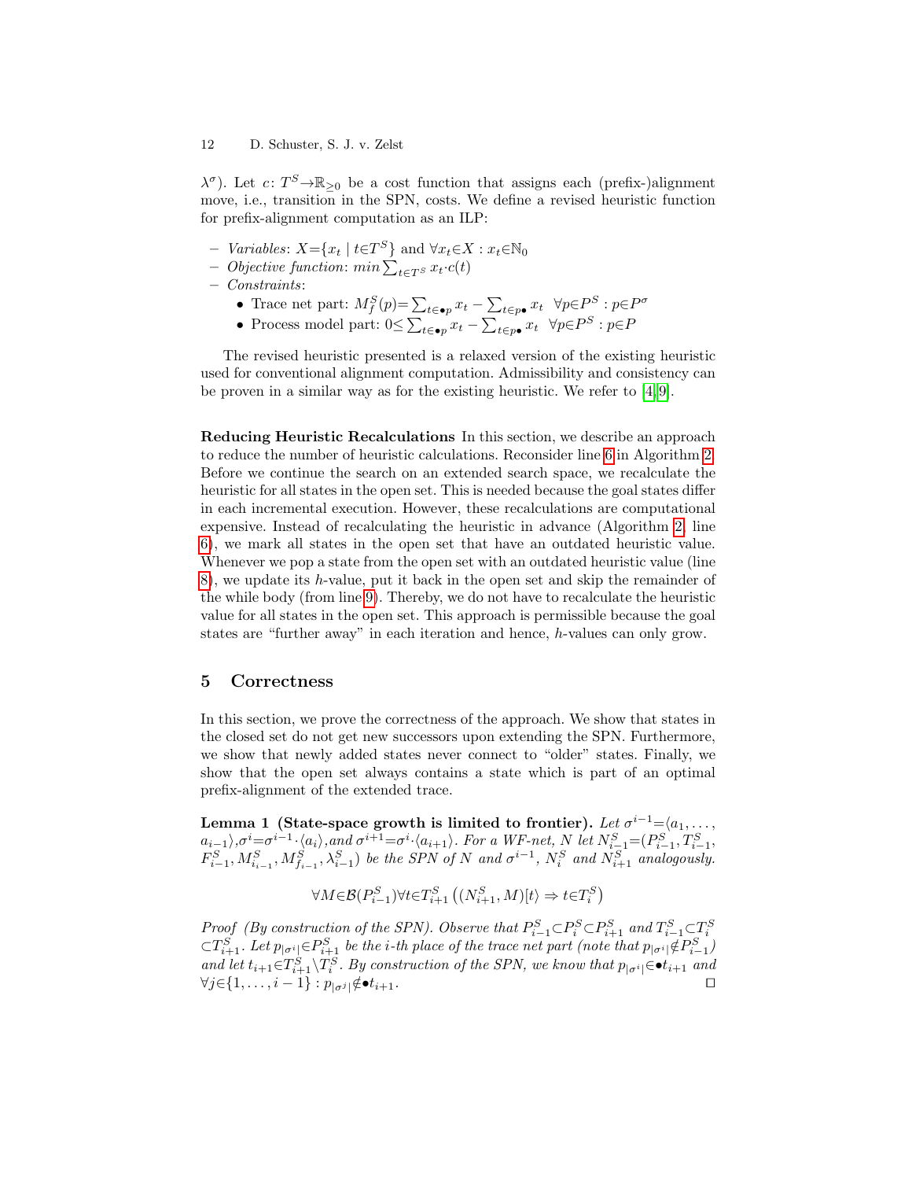$\lambda^\sigma$). Let $c\colon T^S \to \mathbb{R}_{\geq 0}$ be a cost function that assigns each (prefix-)alignment move, i.e., transition in the SPN, costs. We define a revised heuristic function for prefix-alignment computation as an ILP:

- *Variables*: $X = \{x_t \mid t \in T^S\}$ and $\forall x_t \in X : x_t \in \mathbb{N}_0$
- *Objective function*: $min \sum_{t \in T^S} x_t \cdot c(t)$
- *Constraints*:
  - Trace net part: $M_f^S(p) = \sum_{t \in \bullet p} x_t - \sum_{t \in p \bullet} x_t \;\; \forall p \in P^S : p \in P^\sigma$
  - Process model part: $0 \leq \sum_{t \in \bullet p} x_t - \sum_{t \in p \bullet} x_t \;\; \forall p \in P^S : p \in P$

The revised heuristic presented is a relaxed version of the existing heuristic used for conventional alignment computation. Admissibility and consistency can be proven in a similar way as for the existing heuristic. We refer to [4,9].

**Reducing Heuristic Recalculations** In this section, we describe an approach to reduce the number of heuristic calculations. Reconsider line 6 in Algorithm 2. Before we continue the search on an extended search space, we recalculate the heuristic for all states in the open set. This is needed because the goal states differ in each incremental execution. However, these recalculations are computational expensive. Instead of recalculating the heuristic in advance (Algorithm 2, line 6), we mark all states in the open set that have an outdated heuristic value. Whenever we pop a state from the open set with an outdated heuristic value (line 8), we update its $h$-value, put it back in the open set and skip the remainder of the while body (from line 9). Thereby, we do not have to recalculate the heuristic value for all states in the open set. This approach is permissible because the goal states are "further away" in each iteration and hence, $h$-values can only grow.

## 5 Correctness

In this section, we prove the correctness of the approach. We show that states in the closed set do not get new successors upon extending the SPN. Furthermore, we show that newly added states never connect to "older" states. Finally, we show that the open set always contains a state which is part of an optimal prefix-alignment of the extended trace.

**Lemma 1 (State-space growth is limited to frontier).** *Let $\sigma^{i-1} = \langle a_1, \ldots, a_{i-1} \rangle$, $\sigma^i = \sigma^{i-1} \cdot \langle a_i \rangle$, and $\sigma^{i+1} = \sigma^i \cdot \langle a_{i+1} \rangle$. For a WF-net, $N$ let $N_{i-1}^S = (P_{i-1}^S, T_{i-1}^S, F_{i-1}^S, M_{i_{i-1}}^S, M_{f_{i-1}}^S, \lambda_{i-1}^S)$ be the SPN of $N$ and $\sigma^{i-1}$, $N_i^S$ and $N_{i+1}^S$ analogously.*

$$\forall M \in \mathcal{B}(P_{i-1}^S) \forall t \in T_{i+1}^S \left( (N_{i+1}^S, M)[t\rangle \Rightarrow t \in T_i^S \right)$$

*Proof (By construction of the SPN). Observe that $P_{i-1}^S \subset P_i^S \subset P_{i+1}^S$ and $T_{i-1}^S \subset T_i^S \subset T_{i+1}^S$. Let $p_{|\sigma^i|} \in P_{i+1}^S$ be the $i$-th place of the trace net part (note that $p_{|\sigma^i|} \notin P_{i-1}^S$) and let $t_{i+1} \in T_{i+1}^S \setminus T_i^S$. By construction of the SPN, we know that $p_{|\sigma^i|} \in \bullet t_{i+1}$ and $\forall j \in \{1, \ldots, i-1\} : p_{|\sigma^j|} \notin \bullet t_{i+1}$.* ◻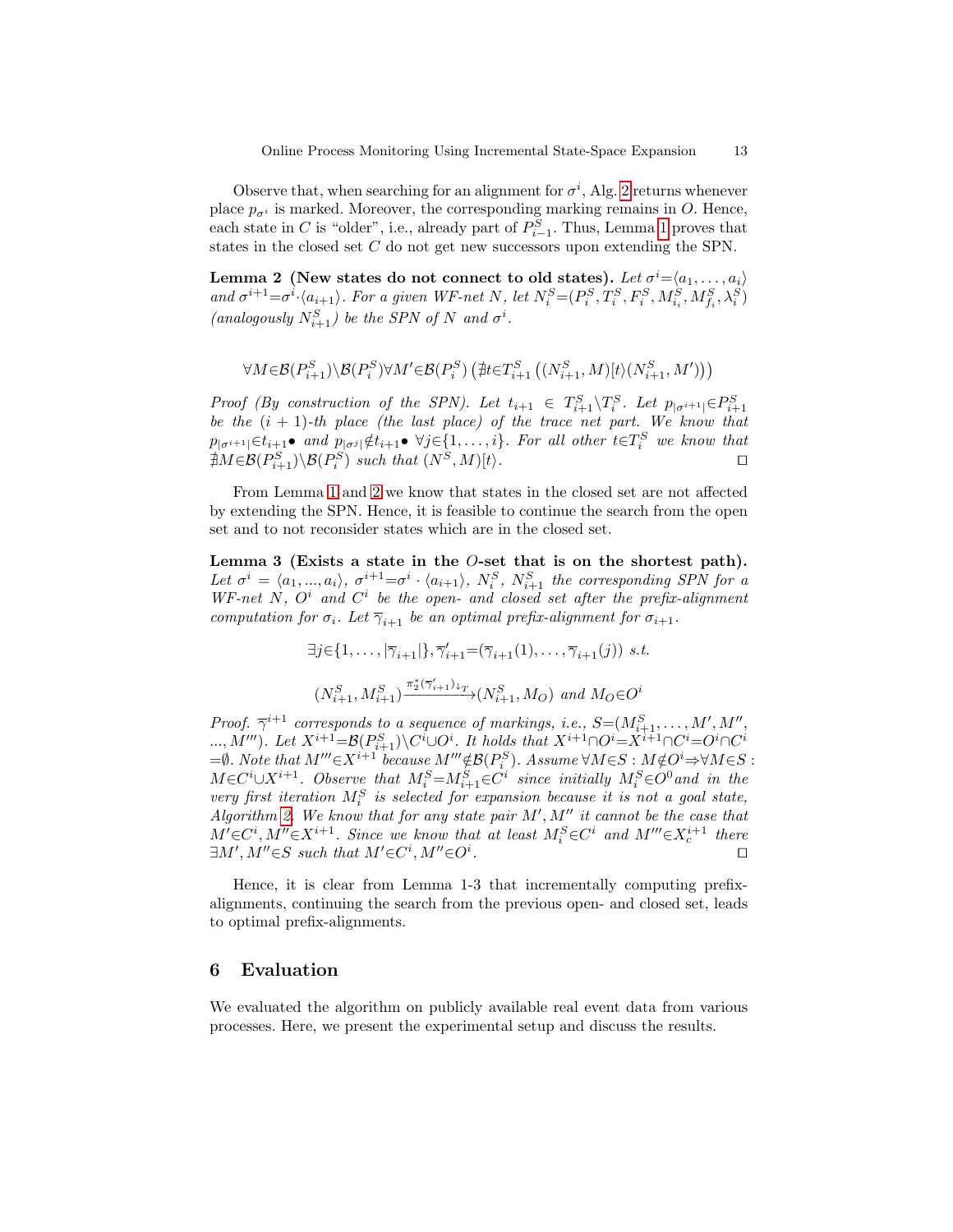Observe that, when searching for an alignment for $\sigma^i$, Alg. 2 returns whenever place $p_{\sigma^i}$ is marked. Moreover, the corresponding marking remains in $O$. Hence, each state in $C$ is "older", i.e., already part of $P^S_{i-1}$. Thus, Lemma 1 proves that states in the closed set $C$ do not get new successors upon extending the SPN.

**Lemma 2 (New states do not connect to old states).** *Let $\sigma^i{=}\langle a_1,\ldots,a_i\rangle$ and $\sigma^{i+1}{=}\sigma^i{\cdot}\langle a_{i+1}\rangle$. For a given WF-net $N$, let $N^S_i{=}(P^S_i,T^S_i,F^S_i,M^S_{i_i},M^S_{f_i},\lambda^S_i)$ (analogously $N^S_{i+1}$) be the SPN of $N$ and $\sigma^i$.*

$$\forall M{\in}\mathcal{B}(P^S_{i+1}){\setminus}\mathcal{B}(P^S_i)\forall M'{\in}\mathcal{B}(P^S_i)\left(\nexists t{\in}T^S_{i+1}\left((N^S_{i+1},M)[t\rangle(N^S_{i+1},M')\right)\right)$$

*Proof (By construction of the SPN). Let $t_{i+1}\in T^S_{i+1}{\setminus}T^S_i$. Let $p_{|\sigma^{i+1}|}{\in}P^S_{i+1}$ be the $(i+1)$-th place (the last place) of the trace net part. We know that $p_{|\sigma^{i+1}|}{\in}t_{i+1}\bullet$ and $p_{|\sigma^j|}{\notin}t_{i+1}\bullet\ \forall j{\in}\{1,\ldots,i\}$. For all other $t{\in}T^S_i$ we know that $\nexists M{\in}\mathcal{B}(P^S_{i+1}){\setminus}\mathcal{B}(P^S_i)$ such that $(N^S,M)[t\rangle$.* □

From Lemma 1 and 2 we know that states in the closed set are not affected by extending the SPN. Hence, it is feasible to continue the search from the open set and to not reconsider states which are in the closed set.

**Lemma 3 (Exists a state in the $O$-set that is on the shortest path).** *Let $\sigma^i=\langle a_1,...,a_i\rangle$, $\sigma^{i+1}{=}\sigma^i\cdot\langle a_{i+1}\rangle$, $N^S_i$, $N^S_{i+1}$ the corresponding SPN for a WF-net $N$, $O^i$ and $C^i$ be the open- and closed set after the prefix-alignment computation for $\sigma_i$. Let $\overline{\gamma}_{i+1}$ be an optimal prefix-alignment for $\sigma_{i+1}$.*

$$\exists j{\in}\{1,\ldots,|\overline{\gamma}_{i+1}|\},\overline{\gamma}'_{i+1}{=}(\overline{\gamma}_{i+1}(1),\ldots,\overline{\gamma}_{i+1}(j))\text{ s.t.}$$

$$(N^S_{i+1},M^S_{i+1})\xrightarrow{\pi^*_2(\overline{\gamma}'_{i+1})_{\downarrow T}}(N^S_{i+1},M_O)\text{ and }M_O{\in}O^i$$

*Proof. $\overline{\gamma}^{i+1}$ corresponds to a sequence of markings, i.e., $S{=}(M^S_{i+1},\ldots,M',M'',\ldots,M''')$. Let $X^{i+1}{=}\mathcal{B}(P^S_{i+1}){\setminus}C^i{\cup}O^i$. It holds that $X^{i+1}{\cap}O^i{=}X^{i+1}{\cap}C^i{=}O^i{\cap}C^i{=}\emptyset$. Note that $M'''{\in}X^{i+1}$ because $M'''{\notin}\mathcal{B}(P^S_i)$. Assume $\forall M{\in}S:M{\notin}O^i{\Rightarrow}\forall M{\in}S:M{\in}C^i{\cup}X^{i+1}$. Observe that $M^S_i{=}M^S_{i+1}{\in}C^i$ since initially $M^S_i{\in}O^0$ and in the very first iteration $M^S_i$ is selected for expansion because it is not a goal state, Algorithm 2. We know that for any state pair $M',M''$ it cannot be the case that $M'{\in}C^i,M''{\in}X^{i+1}$. Since we know that at least $M^S_i{\in}C^i$ and $M'''{\in}X^{i+1}_c$ there $\exists M',M''{\in}S$ such that $M'{\in}C^i,M''{\in}O^i$.* □

Hence, it is clear from Lemma 1-3 that incrementally computing prefix-alignments, continuing the search from the previous open- and closed set, leads to optimal prefix-alignments.

## 6 Evaluation

We evaluated the algorithm on publicly available real event data from various processes. Here, we present the experimental setup and discuss the results.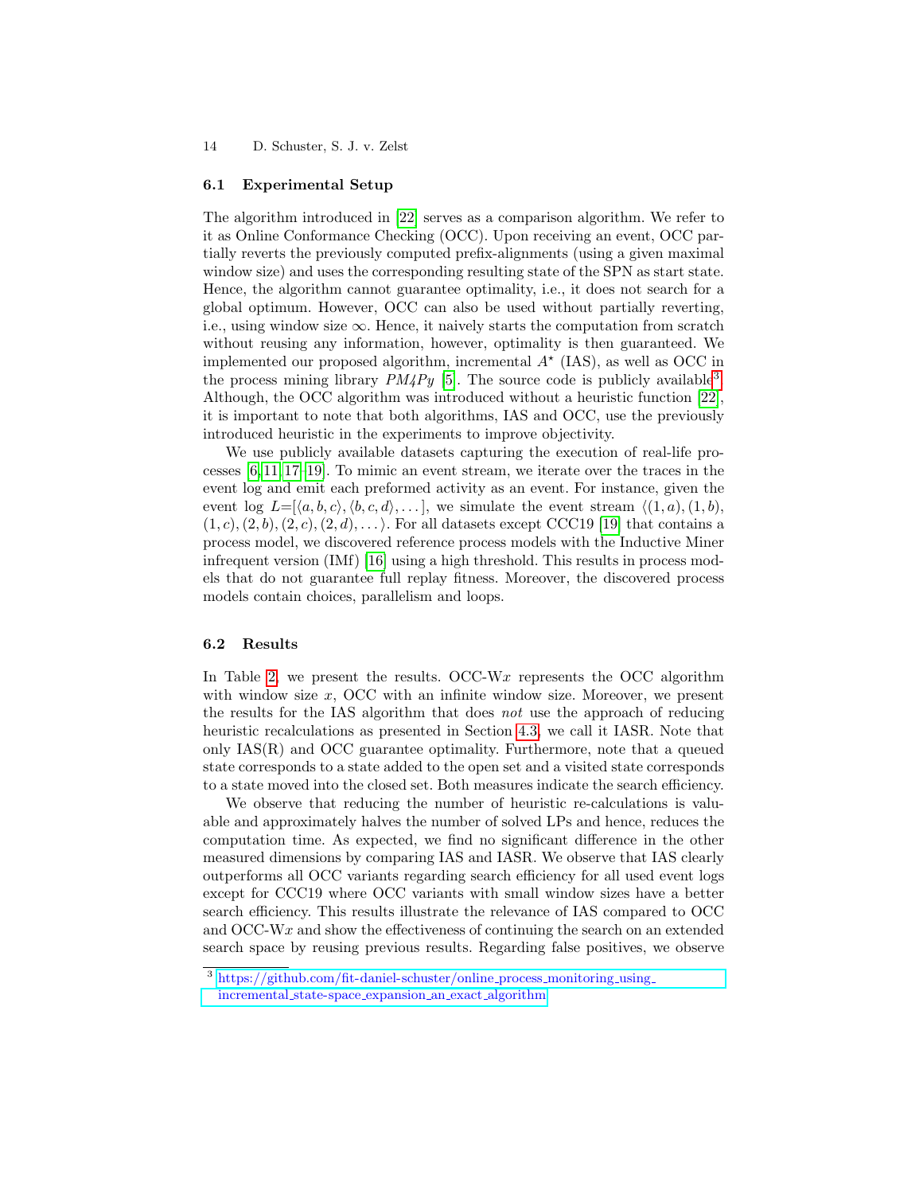### 6.1 Experimental Setup

The algorithm introduced in [22] serves as a comparison algorithm. We refer to it as Online Conformance Checking (OCC). Upon receiving an event, OCC partially reverts the previously computed prefix-alignments (using a given maximal window size) and uses the corresponding resulting state of the SPN as start state. Hence, the algorithm cannot guarantee optimality, i.e., it does not search for a global optimum. However, OCC can also be used without partially reverting, i.e., using window size $\infty$. Hence, it naively starts the computation from scratch without reusing any information, however, optimality is then guaranteed. We implemented our proposed algorithm, incremental $A^{\star}$ (IAS), as well as OCC in the process mining library *PM4Py* [5]. The source code is publicly available[3]. Although, the OCC algorithm was introduced without a heuristic function [22], it is important to note that both algorithms, IAS and OCC, use the previously introduced heuristic in the experiments to improve objectivity.

We use publicly available datasets capturing the execution of real-life processes [6,11,17–19]. To mimic an event stream, we iterate over the traces in the event log and emit each preformed activity as an event. For instance, given the event log $L{=}[\langle a, b, c\rangle, \langle b, c, d\rangle, \dots]$, we simulate the event stream $\langle (1, a), (1, b), (1, c), (2, b), (2, c), (2, d), \dots\rangle$. For all datasets except CCC19 [19] that contains a process model, we discovered reference process models with the Inductive Miner infrequent version (IMf) [16] using a high threshold. This results in process models that do not guarantee full replay fitness. Moreover, the discovered process models contain choices, parallelism and loops.

### 6.2 Results

In Table 2, we present the results. OCC-W$x$ represents the OCC algorithm with window size $x$, OCC with an infinite window size. Moreover, we present the results for the IAS algorithm that does *not* use the approach of reducing heuristic recalculations as presented in Section 4.3, we call it IASR. Note that only IAS(R) and OCC guarantee optimality. Furthermore, note that a queued state corresponds to a state added to the open set and a visited state corresponds to a state moved into the closed set. Both measures indicate the search efficiency.

We observe that reducing the number of heuristic re-calculations is valuable and approximately halves the number of solved LPs and hence, reduces the computation time. As expected, we find no significant difference in the other measured dimensions by comparing IAS and IASR. We observe that IAS clearly outperforms all OCC variants regarding search efficiency for all used event logs except for CCC19 where OCC variants with small window sizes have a better search efficiency. This results illustrate the relevance of IAS compared to OCC and OCC-W$x$ and show the effectiveness of continuing the search on an extended search space by reusing previous results. Regarding false positives, we observe

[3] https://github.com/fit-daniel-schuster/online_process_monitoring_using_incremental_state-space_expansion_an_exact_algorithm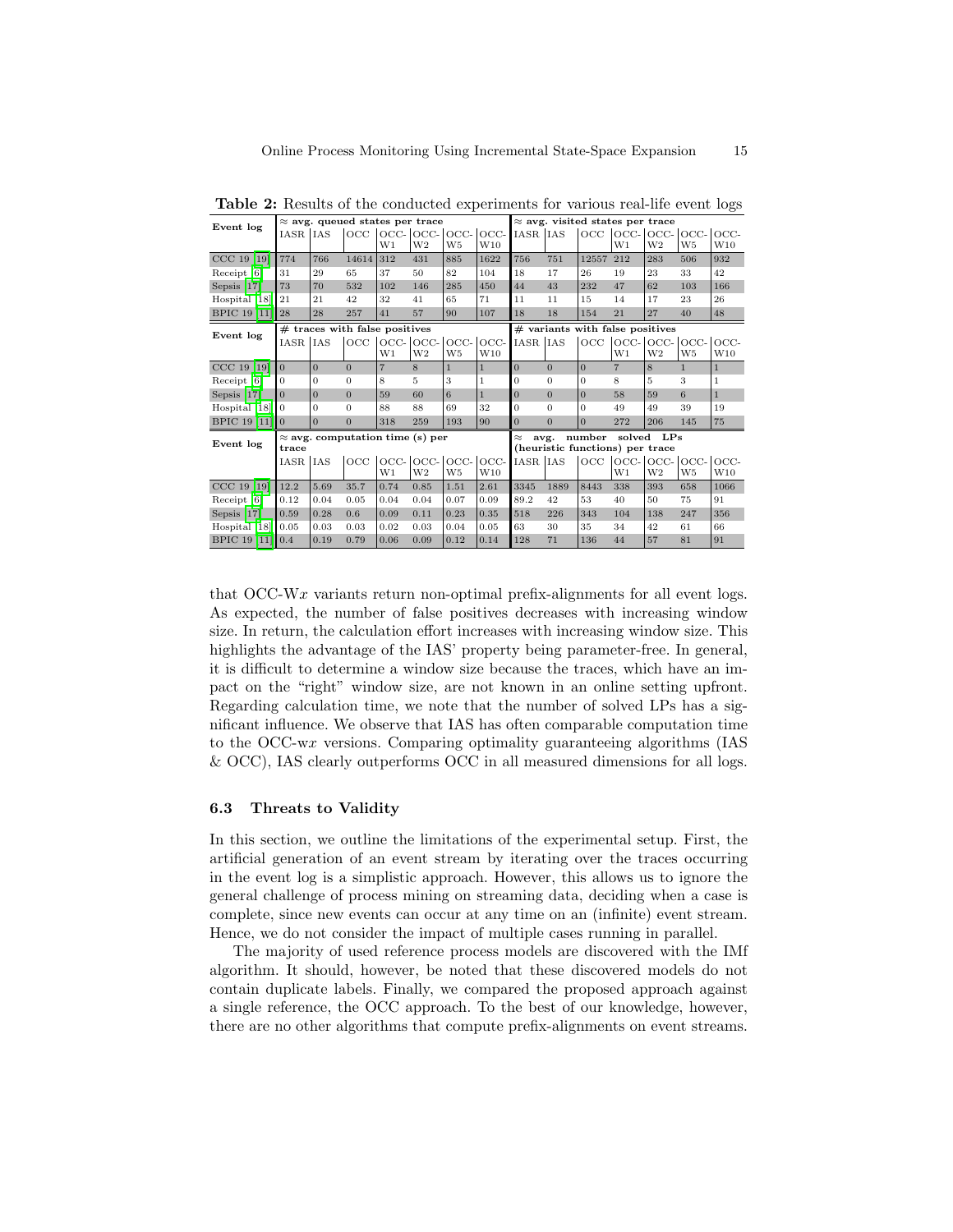**Table 2:** Results of the conducted experiments for various real-life event logs

| Event log | ≈ avg. queued states per trace | | | | | | | ≈ avg. visited states per trace | | | | | | |
|---|---|---|---|---|---|---|---|---|---|---|---|---|---|---|
| | IASR | IAS | OCC | OCC-W1 | OCC-W2 | OCC-W5 | OCC-W10 | IASR | IAS | OCC | OCC-W1 | OCC-W2 | OCC-W5 | OCC-W10 |
| CCC 19 [19] | 774 | 766 | 14614 | 312 | 431 | 885 | 1622 | 756 | 751 | 12557 | 212 | 283 | 506 | 932 |
| Receipt [6] | 31 | 29 | 65 | 37 | 50 | 82 | 104 | 18 | 17 | 26 | 19 | 23 | 33 | 42 |
| Sepsis [17] | 73 | 70 | 532 | 102 | 146 | 285 | 450 | 44 | 43 | 232 | 47 | 62 | 103 | 166 |
| Hospital [18] | 21 | 21 | 42 | 32 | 41 | 65 | 71 | 11 | 11 | 15 | 14 | 17 | 23 | 26 |
| BPIC 19 [11] | 28 | 28 | 257 | 41 | 57 | 90 | 107 | 18 | 18 | 154 | 21 | 27 | 40 | 48 |

| Event log | # traces with false positives | | | | | | | # variants with false positives | | | | | | |
|---|---|---|---|---|---|---|---|---|---|---|---|---|---|---|
| | IASR | IAS | OCC | OCC-W1 | OCC-W2 | OCC-W5 | OCC-W10 | IASR | IAS | OCC | OCC-W1 | OCC-W2 | OCC-W5 | OCC-W10 |
| CCC 19 [19] | 0 | 0 | 0 | 7 | 8 | 1 | 1 | 0 | 0 | 0 | 7 | 8 | 1 | 1 |
| Receipt [6] | 0 | 0 | 0 | 8 | 5 | 3 | 1 | 0 | 0 | 0 | 8 | 5 | 3 | 1 |
| Sepsis [17] | 0 | 0 | 0 | 59 | 60 | 6 | 1 | 0 | 0 | 0 | 58 | 59 | 6 | 1 |
| Hospital [18] | 0 | 0 | 0 | 88 | 88 | 69 | 32 | 0 | 0 | 0 | 49 | 49 | 39 | 19 |
| BPIC 19 [11] | 0 | 0 | 0 | 318 | 259 | 193 | 90 | 0 | 0 | 0 | 272 | 206 | 145 | 75 |

| Event log | ≈ avg. computation time (s) per trace | | | | | | | ≈ avg. number solved LPs (heuristic functions) per trace | | | | | | |
|---|---|---|---|---|---|---|---|---|---|---|---|---|---|---|
| | IASR | IAS | OCC | OCC-W1 | OCC-W2 | OCC-W5 | OCC-W10 | IASR | IAS | OCC | OCC-W1 | OCC-W2 | OCC-W5 | OCC-W10 |
| CCC 19 [19] | 12.2 | 5.69 | 35.7 | 0.74 | 0.85 | 1.51 | 2.61 | 3345 | 1889 | 8443 | 338 | 393 | 658 | 1066 |
| Receipt [6] | 0.12 | 0.04 | 0.05 | 0.04 | 0.04 | 0.07 | 0.09 | 89.2 | 42 | 53 | 40 | 50 | 75 | 91 |
| Sepsis [17] | 0.59 | 0.28 | 0.6 | 0.09 | 0.11 | 0.23 | 0.35 | 518 | 226 | 343 | 104 | 138 | 247 | 356 |
| Hospital [18] | 0.05 | 0.03 | 0.03 | 0.02 | 0.03 | 0.04 | 0.05 | 63 | 30 | 35 | 34 | 42 | 61 | 66 |
| BPIC 19 [11] | 0.4 | 0.19 | 0.79 | 0.06 | 0.09 | 0.12 | 0.14 | 128 | 71 | 136 | 44 | 57 | 81 | 91 |

that OCC-W$x$ variants return non-optimal prefix-alignments for all event logs. As expected, the number of false positives decreases with increasing window size. In return, the calculation effort increases with increasing window size. This highlights the advantage of the IAS' property being parameter-free. In general, it is difficult to determine a window size because the traces, which have an impact on the "right" window size, are not known in an online setting upfront. Regarding calculation time, we note that the number of solved LPs has a significant influence. We observe that IAS has often comparable computation time to the OCC-w$x$ versions. Comparing optimality guaranteeing algorithms (IAS & OCC), IAS clearly outperforms OCC in all measured dimensions for all logs.

### 6.3 Threats to Validity

In this section, we outline the limitations of the experimental setup. First, the artificial generation of an event stream by iterating over the traces occurring in the event log is a simplistic approach. However, this allows us to ignore the general challenge of process mining on streaming data, deciding when a case is complete, since new events can occur at any time on an (infinite) event stream. Hence, we do not consider the impact of multiple cases running in parallel.

The majority of used reference process models are discovered with the IMf algorithm. It should, however, be noted that these discovered models do not contain duplicate labels. Finally, we compared the proposed approach against a single reference, the OCC approach. To the best of our knowledge, however, there are no other algorithms that compute prefix-alignments on event streams.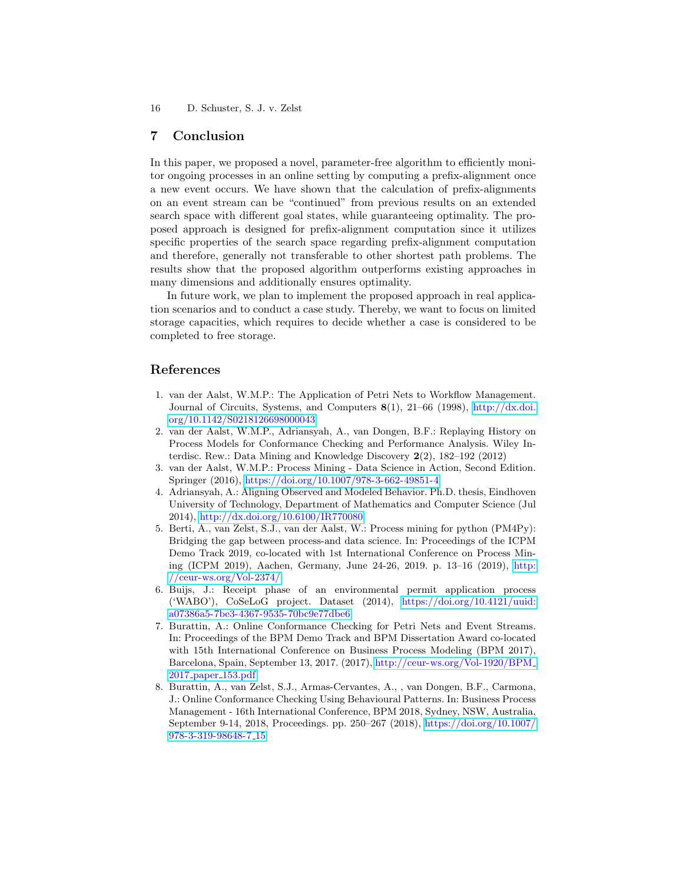## 7 Conclusion

In this paper, we proposed a novel, parameter-free algorithm to efficiently monitor ongoing processes in an online setting by computing a prefix-alignment once a new event occurs. We have shown that the calculation of prefix-alignments on an event stream can be "continued" from previous results on an extended search space with different goal states, while guaranteeing optimality. The proposed approach is designed for prefix-alignment computation since it utilizes specific properties of the search space regarding prefix-alignment computation and therefore, generally not transferable to other shortest path problems. The results show that the proposed algorithm outperforms existing approaches in many dimensions and additionally ensures optimality.

In future work, we plan to implement the proposed approach in real application scenarios and to conduct a case study. Thereby, we want to focus on limited storage capacities, which requires to decide whether a case is considered to be completed to free storage.

## References

1. van der Aalst, W.M.P.: The Application of Petri Nets to Workflow Management. Journal of Circuits, Systems, and Computers **8**(1), 21–66 (1998), http://dx.doi.org/10.1142/S0218126698000043
2. van der Aalst, W.M.P., Adriansyah, A., van Dongen, B.F.: Replaying History on Process Models for Conformance Checking and Performance Analysis. Wiley Interdisc. Rew.: Data Mining and Knowledge Discovery **2**(2), 182–192 (2012)
3. van der Aalst, W.M.P.: Process Mining - Data Science in Action, Second Edition. Springer (2016), https://doi.org/10.1007/978-3-662-49851-4
4. Adriansyah, A.: Aligning Observed and Modeled Behavior. Ph.D. thesis, Eindhoven University of Technology, Department of Mathematics and Computer Science (Jul 2014), http://dx.doi.org/10.6100/IR770080
5. Berti, A., van Zelst, S.J., van der Aalst, W.: Process mining for python (PM4Py): Bridging the gap between process-and data science. In: Proceedings of the ICPM Demo Track 2019, co-located with 1st International Conference on Process Mining (ICPM 2019), Aachen, Germany, June 24-26, 2019. p. 13–16 (2019), http://ceur-ws.org/Vol-2374/
6. Buijs, J.: Receipt phase of an environmental permit application process ('WABO'), CoSeLoG project. Dataset (2014), https://doi.org/10.4121/uuid:a07386a5-7be3-4367-9535-70bc9e77dbe6
7. Burattin, A.: Online Conformance Checking for Petri Nets and Event Streams. In: Proceedings of the BPM Demo Track and BPM Dissertation Award co-located with 15th International Conference on Business Process Modeling (BPM 2017), Barcelona, Spain, September 13, 2017. (2017), http://ceur-ws.org/Vol-1920/BPM_2017_paper_153.pdf
8. Burattin, A., van Zelst, S.J., Armas-Cervantes, A., , van Dongen, B.F., Carmona, J.: Online Conformance Checking Using Behavioural Patterns. In: Business Process Management - 16th International Conference, BPM 2018, Sydney, NSW, Australia, September 9-14, 2018, Proceedings. pp. 250–267 (2018), https://doi.org/10.1007/978-3-319-98648-7_15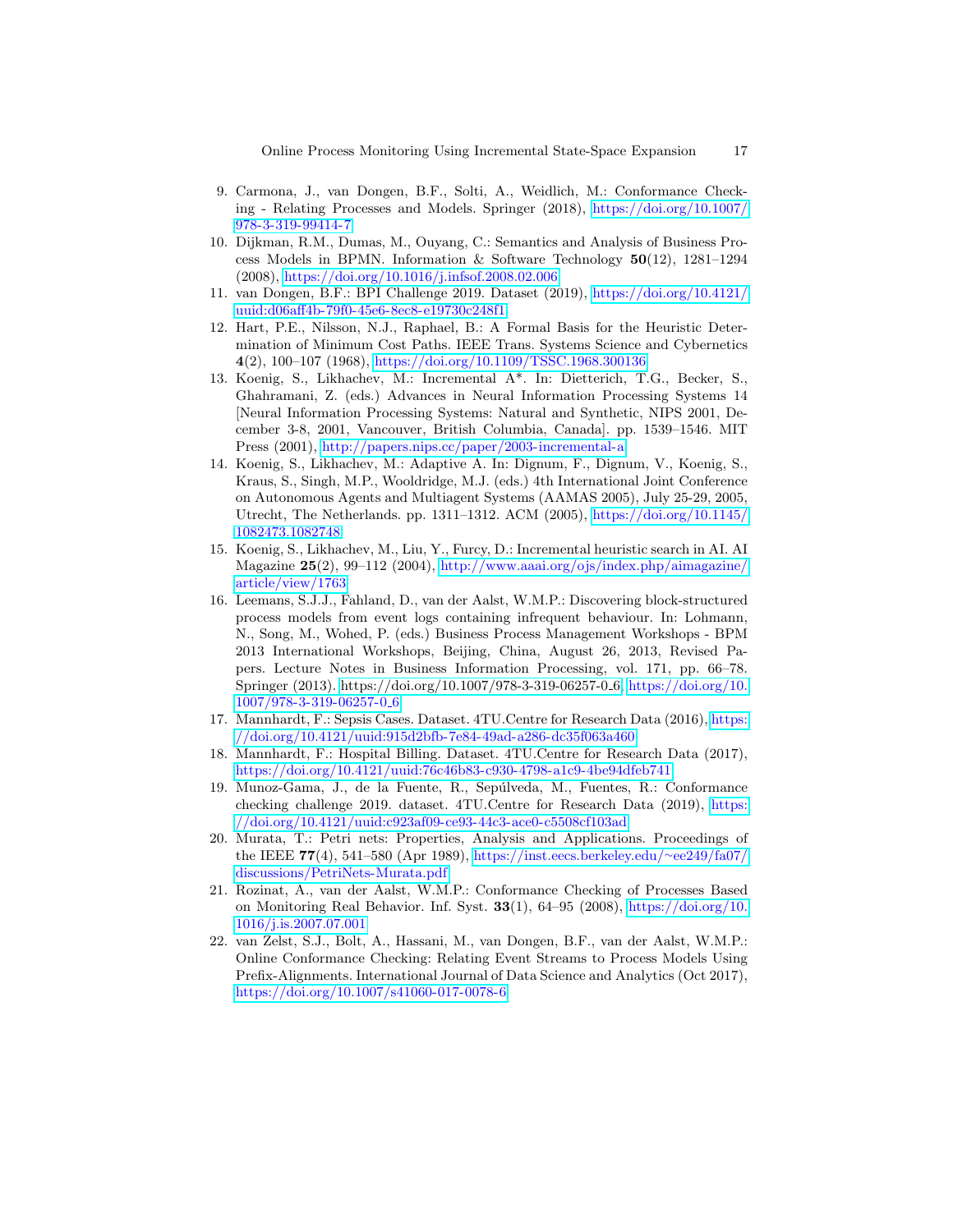9. Carmona, J., van Dongen, B.F., Solti, A., Weidlich, M.: Conformance Checking - Relating Processes and Models. Springer (2018), https://doi.org/10.1007/978-3-319-99414-7
10. Dijkman, R.M., Dumas, M., Ouyang, C.: Semantics and Analysis of Business Process Models in BPMN. Information & Software Technology **50**(12), 1281–1294 (2008), https://doi.org/10.1016/j.infsof.2008.02.006
11. van Dongen, B.F.: BPI Challenge 2019. Dataset (2019), https://doi.org/10.4121/uuid:d06aff4b-79f0-45e6-8ec8-e19730c248f1
12. Hart, P.E., Nilsson, N.J., Raphael, B.: A Formal Basis for the Heuristic Determination of Minimum Cost Paths. IEEE Trans. Systems Science and Cybernetics **4**(2), 100–107 (1968), https://doi.org/10.1109/TSSC.1968.300136
13. Koenig, S., Likhachev, M.: Incremental A*. In: Dietterich, T.G., Becker, S., Ghahramani, Z. (eds.) Advances in Neural Information Processing Systems 14 [Neural Information Processing Systems: Natural and Synthetic, NIPS 2001, December 3-8, 2001, Vancouver, British Columbia, Canada]. pp. 1539–1546. MIT Press (2001), http://papers.nips.cc/paper/2003-incremental-a
14. Koenig, S., Likhachev, M.: Adaptive A. In: Dignum, F., Dignum, V., Koenig, S., Kraus, S., Singh, M.P., Wooldridge, M.J. (eds.) 4th International Joint Conference on Autonomous Agents and Multiagent Systems (AAMAS 2005), July 25-29, 2005, Utrecht, The Netherlands. pp. 1311–1312. ACM (2005), https://doi.org/10.1145/1082473.1082748
15. Koenig, S., Likhachev, M., Liu, Y., Furcy, D.: Incremental heuristic search in AI. AI Magazine **25**(2), 99–112 (2004), http://www.aaai.org/ojs/index.php/aimagazine/article/view/1763
16. Leemans, S.J.J., Fahland, D., van der Aalst, W.M.P.: Discovering block-structured process models from event logs containing infrequent behaviour. In: Lohmann, N., Song, M., Wohed, P. (eds.) Business Process Management Workshops - BPM 2013 International Workshops, Beijing, China, August 26, 2013, Revised Papers. Lecture Notes in Business Information Processing, vol. 171, pp. 66–78. Springer (2013). https://doi.org/10.1007/978-3-319-06257-0_6, https://doi.org/10.1007/978-3-319-06257-0_6
17. Mannhardt, F.: Sepsis Cases. Dataset. 4TU.Centre for Research Data (2016), https://doi.org/10.4121/uuid:915d2bfb-7e84-49ad-a286-dc35f063a460
18. Mannhardt, F.: Hospital Billing. Dataset. 4TU.Centre for Research Data (2017), https://doi.org/10.4121/uuid:76c46b83-c930-4798-a1c9-4be94dfeb741
19. Munoz-Gama, J., de la Fuente, R., Sepúlveda, M., Fuentes, R.: Conformance checking challenge 2019. dataset. 4TU.Centre for Research Data (2019), https://doi.org/10.4121/uuid:c923af09-ce93-44c3-ace0-c5508cf103ad
20. Murata, T.: Petri nets: Properties, Analysis and Applications. Proceedings of the IEEE **77**(4), 541–580 (Apr 1989), https://inst.eecs.berkeley.edu/~ee249/fa07/discussions/PetriNets-Murata.pdf
21. Rozinat, A., van der Aalst, W.M.P.: Conformance Checking of Processes Based on Monitoring Real Behavior. Inf. Syst. **33**(1), 64–95 (2008), https://doi.org/10.1016/j.is.2007.07.001
22. van Zelst, S.J., Bolt, A., Hassani, M., van Dongen, B.F., van der Aalst, W.M.P.: Online Conformance Checking: Relating Event Streams to Process Models Using Prefix-Alignments. International Journal of Data Science and Analytics (Oct 2017), https://doi.org/10.1007/s41060-017-0078-6